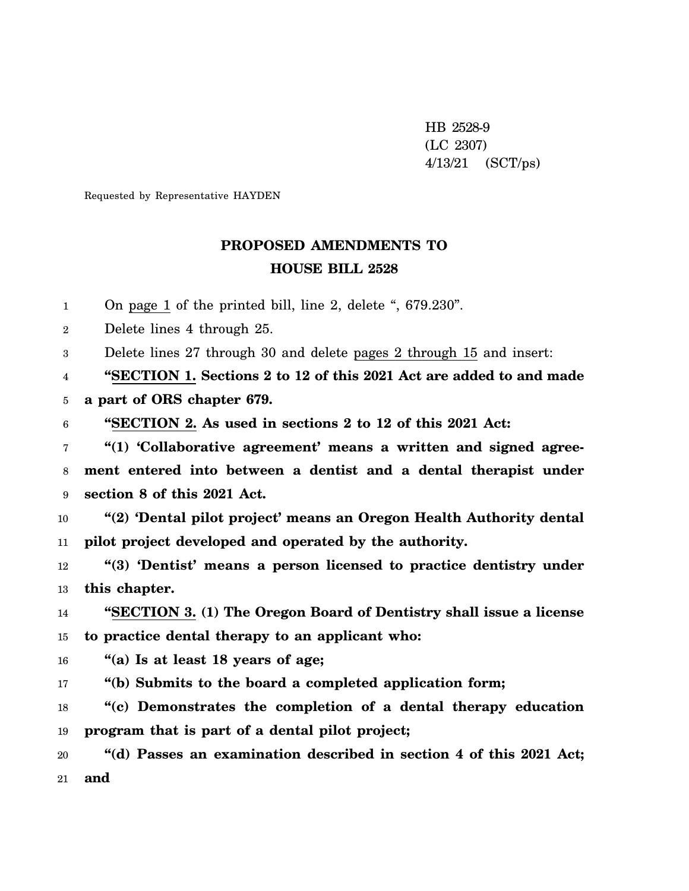HB 2528-9
(LC 2307)
4/13/21 (SCT/ps)

Requested by Representative HAYDEN

# PROPOSED AMENDMENTS TO
# HOUSE BILL 2528

On page 1 of the printed bill, line 2, delete ", 679.230".

Delete lines 4 through 25.

Delete lines 27 through 30 and delete pages 2 through 15 and insert:

**"SECTION 1. Sections 2 to 12 of this 2021 Act are added to and made a part of ORS chapter 679.**

**"SECTION 2. As used in sections 2 to 12 of this 2021 Act:**

**"(1) 'Collaborative agreement' means a written and signed agreement entered into between a dentist and a dental therapist under section 8 of this 2021 Act.**

**"(2) 'Dental pilot project' means an Oregon Health Authority dental pilot project developed and operated by the authority.**

**"(3) 'Dentist' means a person licensed to practice dentistry under this chapter.**

**"SECTION 3. (1) The Oregon Board of Dentistry shall issue a license to practice dental therapy to an applicant who:**

**"(a) Is at least 18 years of age;**

**"(b) Submits to the board a completed application form;**

**"(c) Demonstrates the completion of a dental therapy education program that is part of a dental pilot project;**

**"(d) Passes an examination described in section 4 of this 2021 Act; and**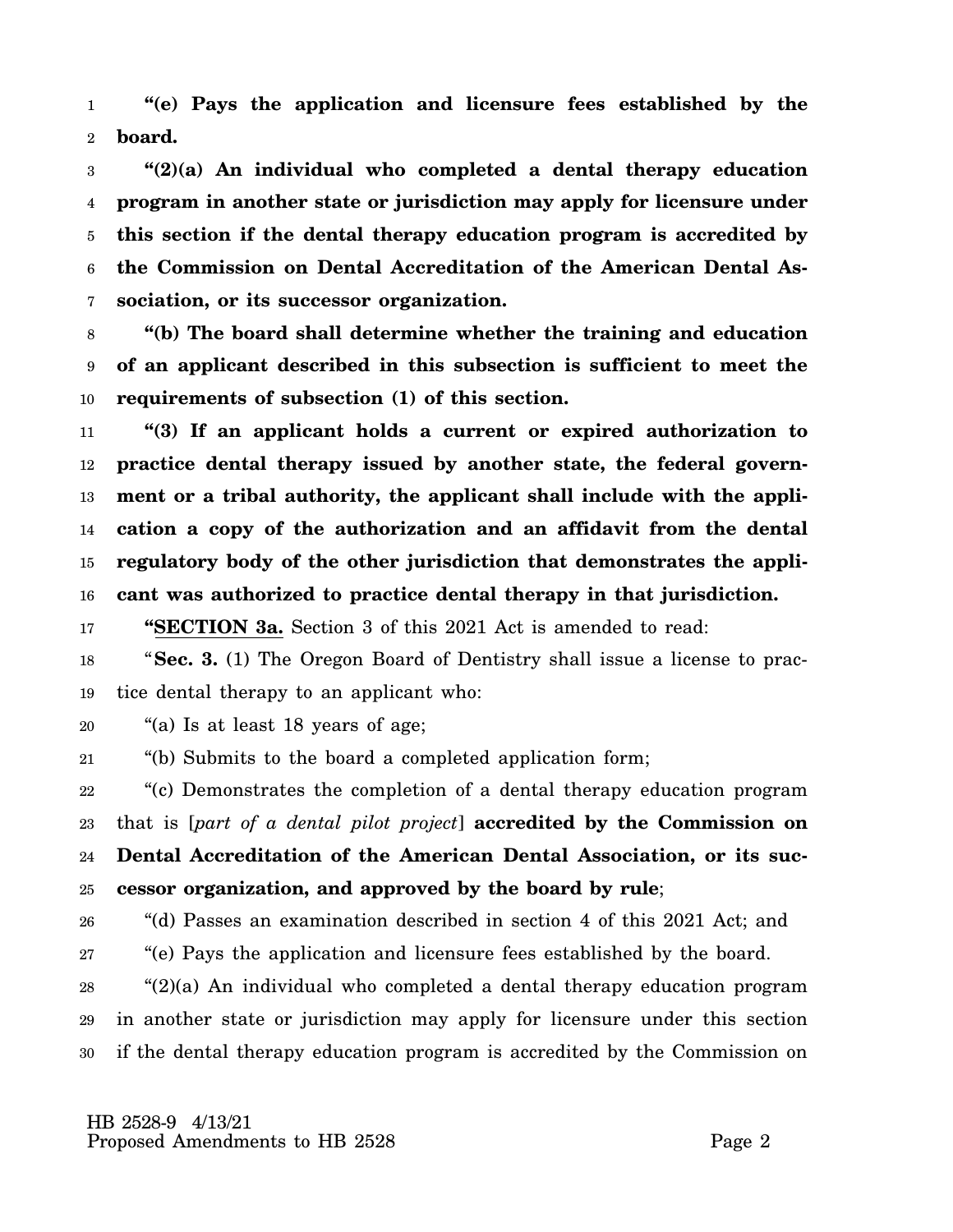**"(e) Pays the application and licensure fees established by the board.**

**"(2)(a) An individual who completed a dental therapy education program in another state or jurisdiction may apply for licensure under this section if the dental therapy education program is accredited by the Commission on Dental Accreditation of the American Dental Association, or its successor organization.**

**"(b) The board shall determine whether the training and education of an applicant described in this subsection is sufficient to meet the requirements of subsection (1) of this section.**

**"(3) If an applicant holds a current or expired authorization to practice dental therapy issued by another state, the federal government or a tribal authority, the applicant shall include with the application a copy of the authorization and an affidavit from the dental regulatory body of the other jurisdiction that demonstrates the applicant was authorized to practice dental therapy in that jurisdiction.**

**"SECTION 3a.** Section 3 of this 2021 Act is amended to read:

"**Sec. 3.** (1) The Oregon Board of Dentistry shall issue a license to practice dental therapy to an applicant who:

"(a) Is at least 18 years of age;

"(b) Submits to the board a completed application form;

"(c) Demonstrates the completion of a dental therapy education program that is [*part of a dental pilot project*] **accredited by the Commission on Dental Accreditation of the American Dental Association, or its successor organization, and approved by the board by rule**;

"(d) Passes an examination described in section 4 of this 2021 Act; and

"(e) Pays the application and licensure fees established by the board.

"(2)(a) An individual who completed a dental therapy education program in another state or jurisdiction may apply for licensure under this section if the dental therapy education program is accredited by the Commission on

HB 2528-9 4/13/21
Proposed Amendments to HB 2528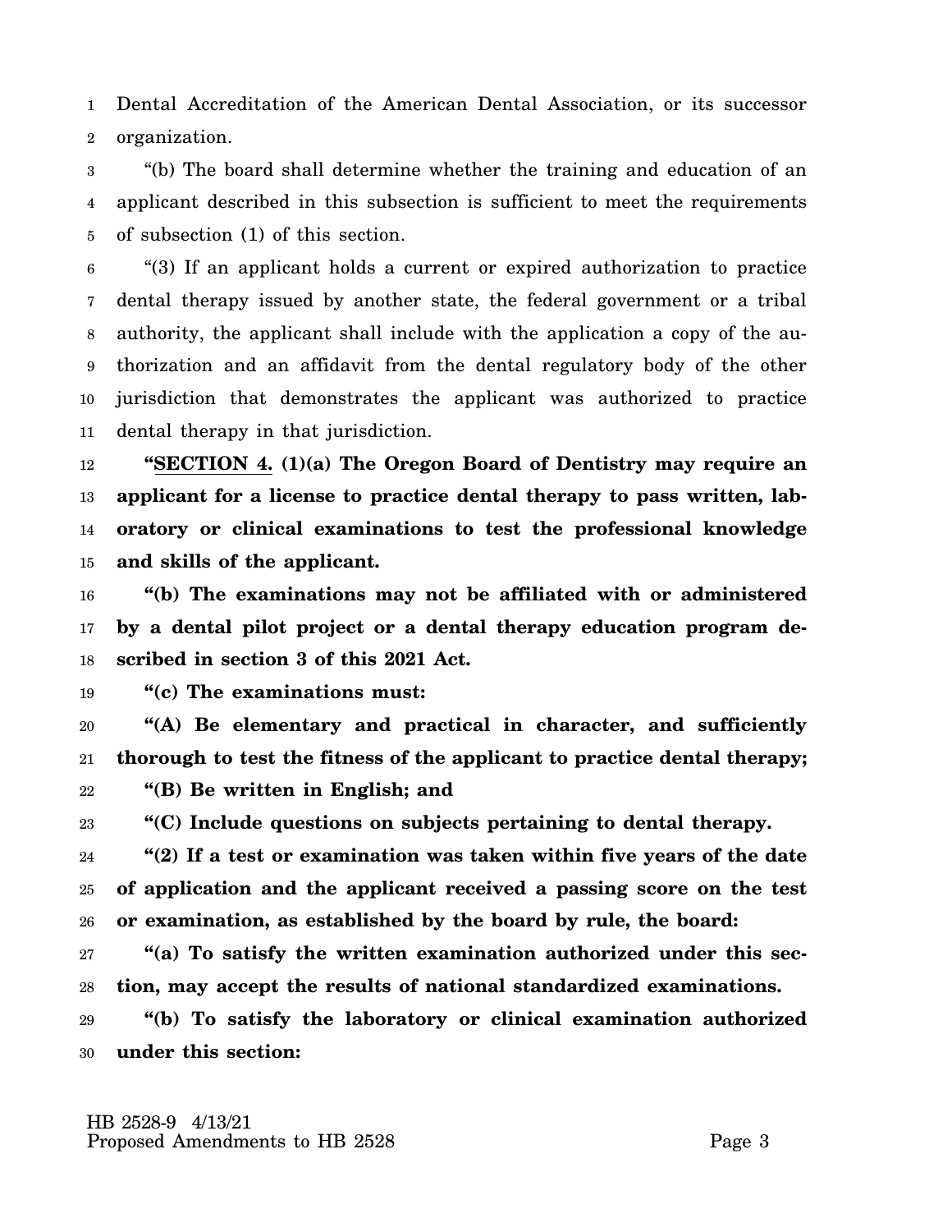Dental Accreditation of the American Dental Association, or its successor organization.

"(b) The board shall determine whether the training and education of an applicant described in this subsection is sufficient to meet the requirements of subsection (1) of this section.

"(3) If an applicant holds a current or expired authorization to practice dental therapy issued by another state, the federal government or a tribal authority, the applicant shall include with the application a copy of the authorization and an affidavit from the dental regulatory body of the other jurisdiction that demonstrates the applicant was authorized to practice dental therapy in that jurisdiction.

**"SECTION 4. (1)(a) The Oregon Board of Dentistry may require an applicant for a license to practice dental therapy to pass written, laboratory or clinical examinations to test the professional knowledge and skills of the applicant.**

**"(b) The examinations may not be affiliated with or administered by a dental pilot project or a dental therapy education program described in section 3 of this 2021 Act.**

**"(c) The examinations must:**

**"(A) Be elementary and practical in character, and sufficiently thorough to test the fitness of the applicant to practice dental therapy;**

**"(B) Be written in English; and**

**"(C) Include questions on subjects pertaining to dental therapy.**

**"(2) If a test or examination was taken within five years of the date of application and the applicant received a passing score on the test or examination, as established by the board by rule, the board:**

**"(a) To satisfy the written examination authorized under this section, may accept the results of national standardized examinations.**

**"(b) To satisfy the laboratory or clinical examination authorized under this section:**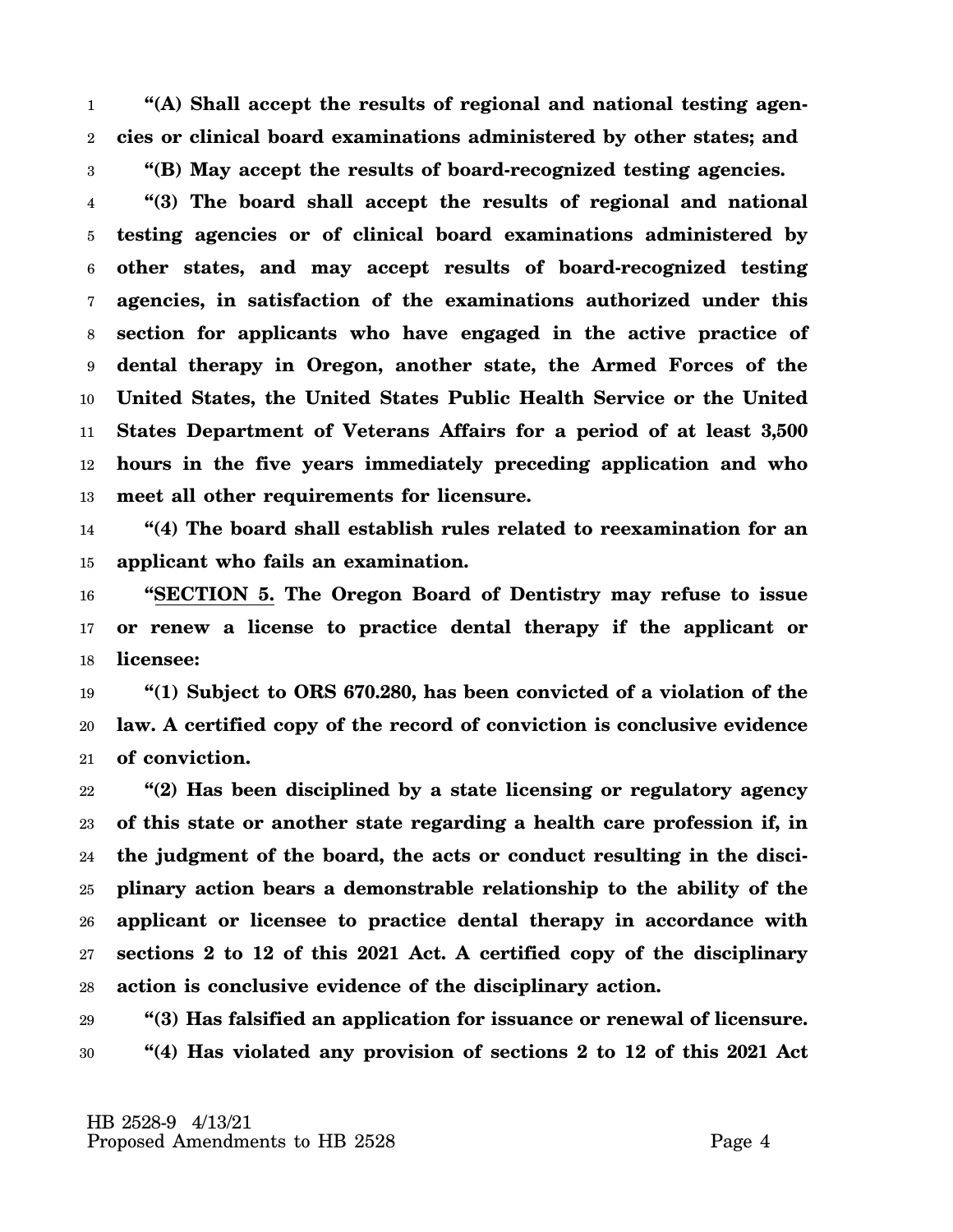**"(A) Shall accept the results of regional and national testing agencies or clinical board examinations administered by other states; and**

**"(B) May accept the results of board-recognized testing agencies.**

**"(3) The board shall accept the results of regional and national testing agencies or of clinical board examinations administered by other states, and may accept results of board-recognized testing agencies, in satisfaction of the examinations authorized under this section for applicants who have engaged in the active practice of dental therapy in Oregon, another state, the Armed Forces of the United States, the United States Public Health Service or the United States Department of Veterans Affairs for a period of at least 3,500 hours in the five years immediately preceding application and who meet all other requirements for licensure.**

**"(4) The board shall establish rules related to reexamination for an applicant who fails an examination.**

**"SECTION 5. The Oregon Board of Dentistry may refuse to issue or renew a license to practice dental therapy if the applicant or licensee:**

**"(1) Subject to ORS 670.280, has been convicted of a violation of the law. A certified copy of the record of conviction is conclusive evidence of conviction.**

**"(2) Has been disciplined by a state licensing or regulatory agency of this state or another state regarding a health care profession if, in the judgment of the board, the acts or conduct resulting in the disciplinary action bears a demonstrable relationship to the ability of the applicant or licensee to practice dental therapy in accordance with sections 2 to 12 of this 2021 Act. A certified copy of the disciplinary action is conclusive evidence of the disciplinary action.**

**"(3) Has falsified an application for issuance or renewal of licensure.**

**"(4) Has violated any provision of sections 2 to 12 of this 2021 Act**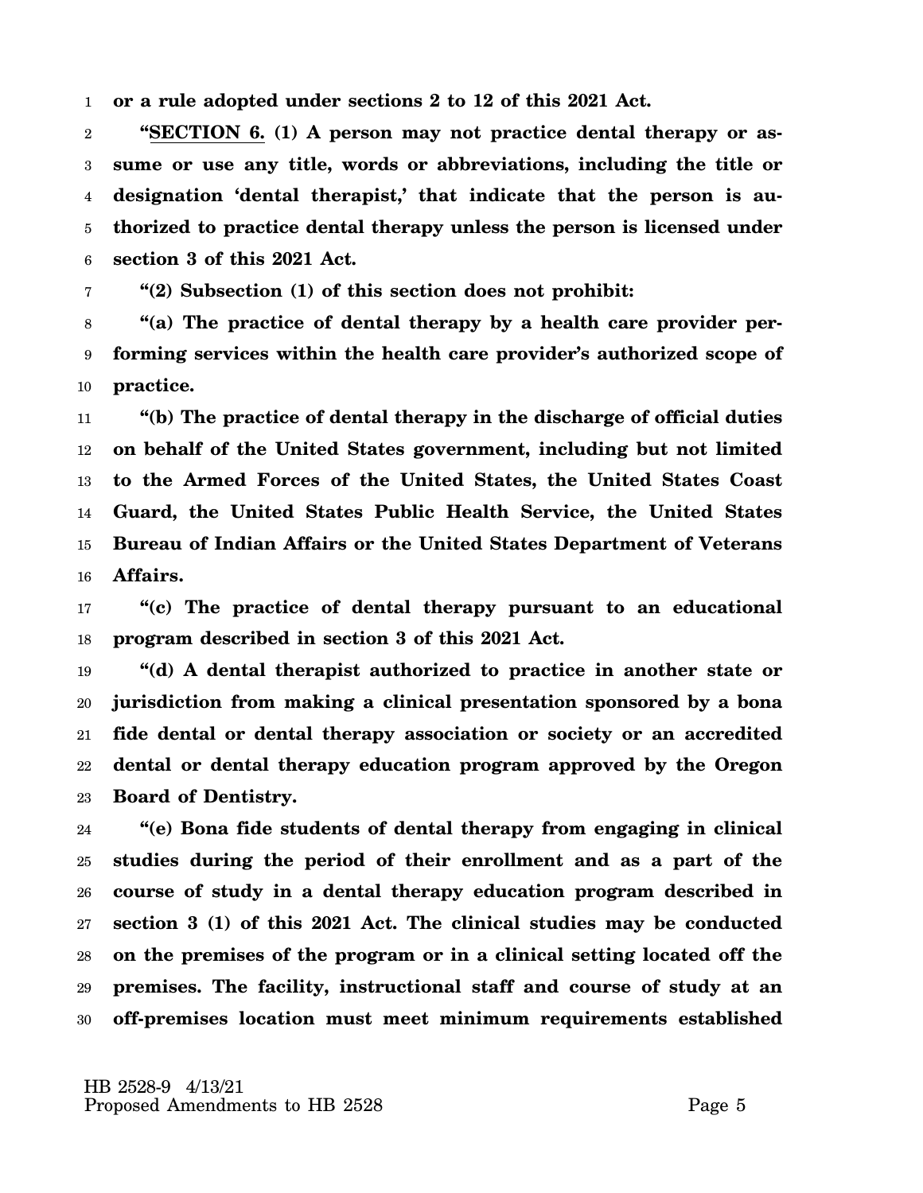**or a rule adopted under sections 2 to 12 of this 2021 Act.**

**"<u>SECTION 6.</u> (1) A person may not practice dental therapy or assume or use any title, words or abbreviations, including the title or designation 'dental therapist,' that indicate that the person is authorized to practice dental therapy unless the person is licensed under section 3 of this 2021 Act.**

**"(2) Subsection (1) of this section does not prohibit:**

**"(a) The practice of dental therapy by a health care provider performing services within the health care provider's authorized scope of practice.**

**"(b) The practice of dental therapy in the discharge of official duties on behalf of the United States government, including but not limited to the Armed Forces of the United States, the United States Coast Guard, the United States Public Health Service, the United States Bureau of Indian Affairs or the United States Department of Veterans Affairs.**

**"(c) The practice of dental therapy pursuant to an educational program described in section 3 of this 2021 Act.**

**"(d) A dental therapist authorized to practice in another state or jurisdiction from making a clinical presentation sponsored by a bona fide dental or dental therapy association or society or an accredited dental or dental therapy education program approved by the Oregon Board of Dentistry.**

**"(e) Bona fide students of dental therapy from engaging in clinical studies during the period of their enrollment and as a part of the course of study in a dental therapy education program described in section 3 (1) of this 2021 Act. The clinical studies may be conducted on the premises of the program or in a clinical setting located off the premises. The facility, instructional staff and course of study at an off-premises location must meet minimum requirements established**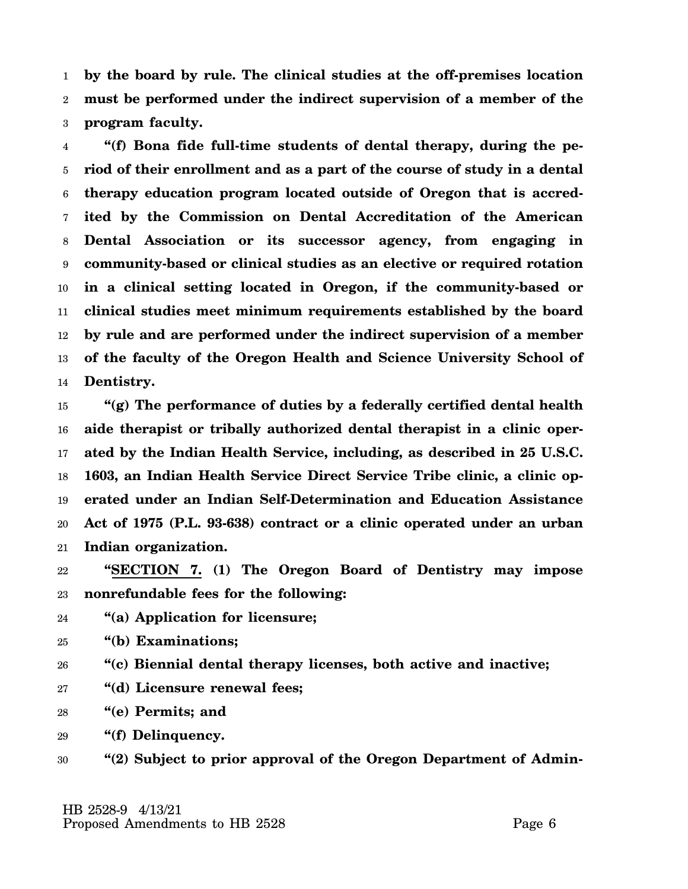**by the board by rule. The clinical studies at the off-premises location must be performed under the indirect supervision of a member of the program faculty.**

**"(f) Bona fide full-time students of dental therapy, during the period of their enrollment and as a part of the course of study in a dental therapy education program located outside of Oregon that is accredited by the Commission on Dental Accreditation of the American Dental Association or its successor agency, from engaging in community-based or clinical studies as an elective or required rotation in a clinical setting located in Oregon, if the community-based or clinical studies meet minimum requirements established by the board by rule and are performed under the indirect supervision of a member of the faculty of the Oregon Health and Science University School of Dentistry.**

**"(g) The performance of duties by a federally certified dental health aide therapist or tribally authorized dental therapist in a clinic operated by the Indian Health Service, including, as described in 25 U.S.C. 1603, an Indian Health Service Direct Service Tribe clinic, a clinic operated under an Indian Self-Determination and Education Assistance Act of 1975 (P.L. 93-638) contract or a clinic operated under an urban Indian organization.**

**"SECTION 7. (1) The Oregon Board of Dentistry may impose nonrefundable fees for the following:**

**"(a) Application for licensure;**

**"(b) Examinations;**

**"(c) Biennial dental therapy licenses, both active and inactive;**

**"(d) Licensure renewal fees;**

**"(e) Permits; and**

**"(f) Delinquency.**

**"(2) Subject to prior approval of the Oregon Department of Admin-**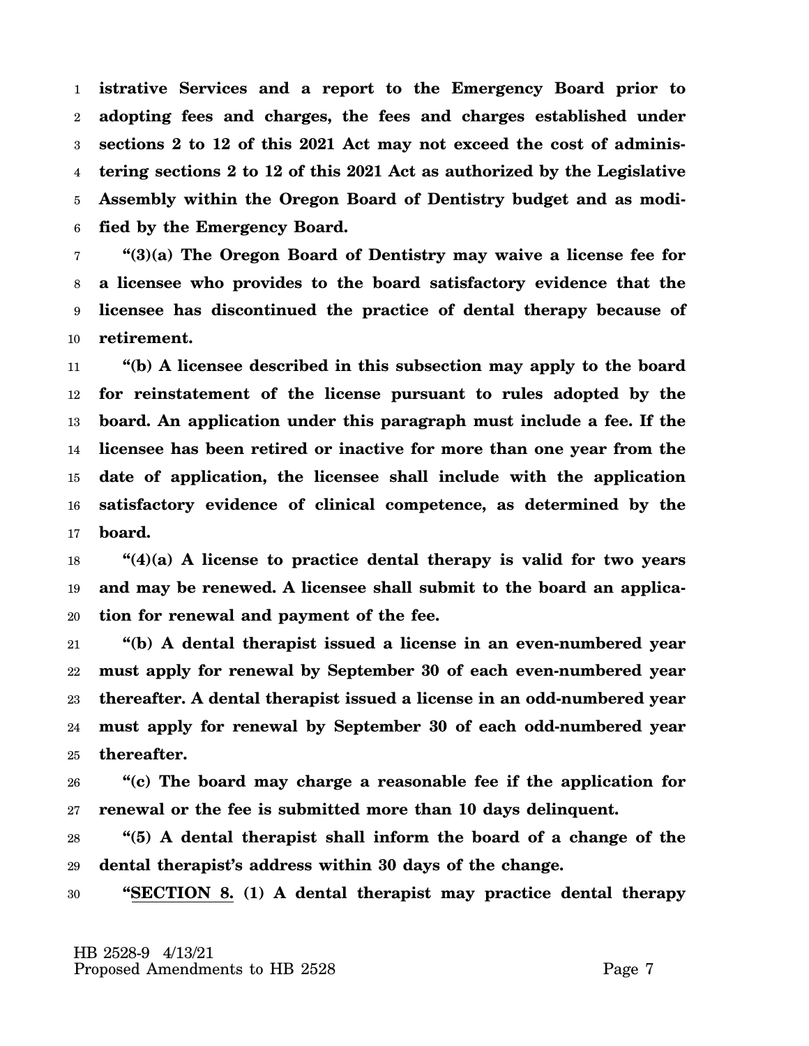**istrative Services and a report to the Emergency Board prior to adopting fees and charges, the fees and charges established under sections 2 to 12 of this 2021 Act may not exceed the cost of administering sections 2 to 12 of this 2021 Act as authorized by the Legislative Assembly within the Oregon Board of Dentistry budget and as modified by the Emergency Board.**

**"(3)(a) The Oregon Board of Dentistry may waive a license fee for a licensee who provides to the board satisfactory evidence that the licensee has discontinued the practice of dental therapy because of retirement.**

**"(b) A licensee described in this subsection may apply to the board for reinstatement of the license pursuant to rules adopted by the board. An application under this paragraph must include a fee. If the licensee has been retired or inactive for more than one year from the date of application, the licensee shall include with the application satisfactory evidence of clinical competence, as determined by the board.**

**"(4)(a) A license to practice dental therapy is valid for two years and may be renewed. A licensee shall submit to the board an application for renewal and payment of the fee.**

**"(b) A dental therapist issued a license in an even-numbered year must apply for renewal by September 30 of each even-numbered year thereafter. A dental therapist issued a license in an odd-numbered year must apply for renewal by September 30 of each odd-numbered year thereafter.**

**"(c) The board may charge a reasonable fee if the application for renewal or the fee is submitted more than 10 days delinquent.**

**"(5) A dental therapist shall inform the board of a change of the dental therapist's address within 30 days of the change.**

**"SECTION 8. (1) A dental therapist may practice dental therapy**

HB 2528-9 4/13/21
Proposed Amendments to HB 2528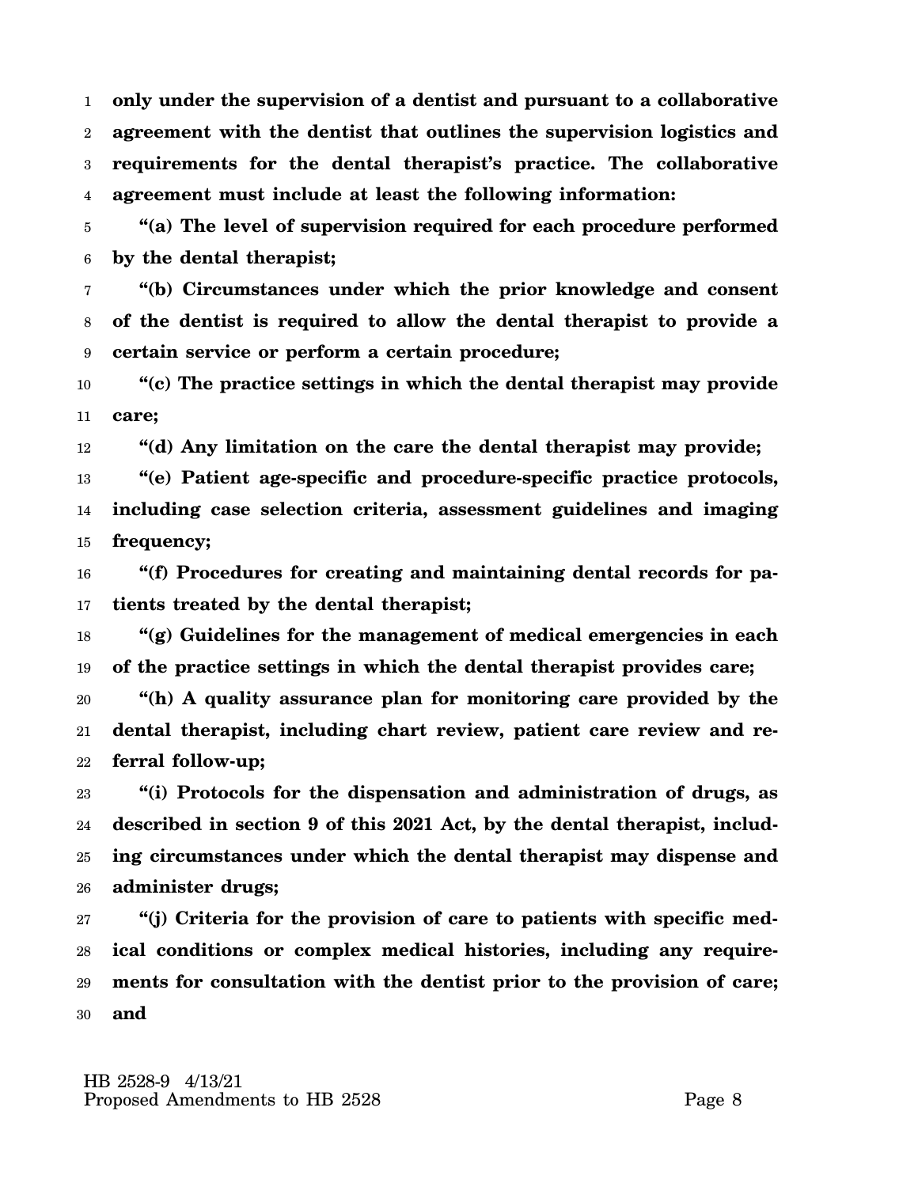**only under the supervision of a dentist and pursuant to a collaborative agreement with the dentist that outlines the supervision logistics and requirements for the dental therapist's practice. The collaborative agreement must include at least the following information:**

**"(a) The level of supervision required for each procedure performed by the dental therapist;**

**"(b) Circumstances under which the prior knowledge and consent of the dentist is required to allow the dental therapist to provide a certain service or perform a certain procedure;**

**"(c) The practice settings in which the dental therapist may provide care;**

**"(d) Any limitation on the care the dental therapist may provide;**

**"(e) Patient age-specific and procedure-specific practice protocols, including case selection criteria, assessment guidelines and imaging frequency;**

**"(f) Procedures for creating and maintaining dental records for patients treated by the dental therapist;**

**"(g) Guidelines for the management of medical emergencies in each of the practice settings in which the dental therapist provides care;**

**"(h) A quality assurance plan for monitoring care provided by the dental therapist, including chart review, patient care review and referral follow-up;**

**"(i) Protocols for the dispensation and administration of drugs, as described in section 9 of this 2021 Act, by the dental therapist, including circumstances under which the dental therapist may dispense and administer drugs;**

**"(j) Criteria for the provision of care to patients with specific medical conditions or complex medical histories, including any requirements for consultation with the dentist prior to the provision of care; and**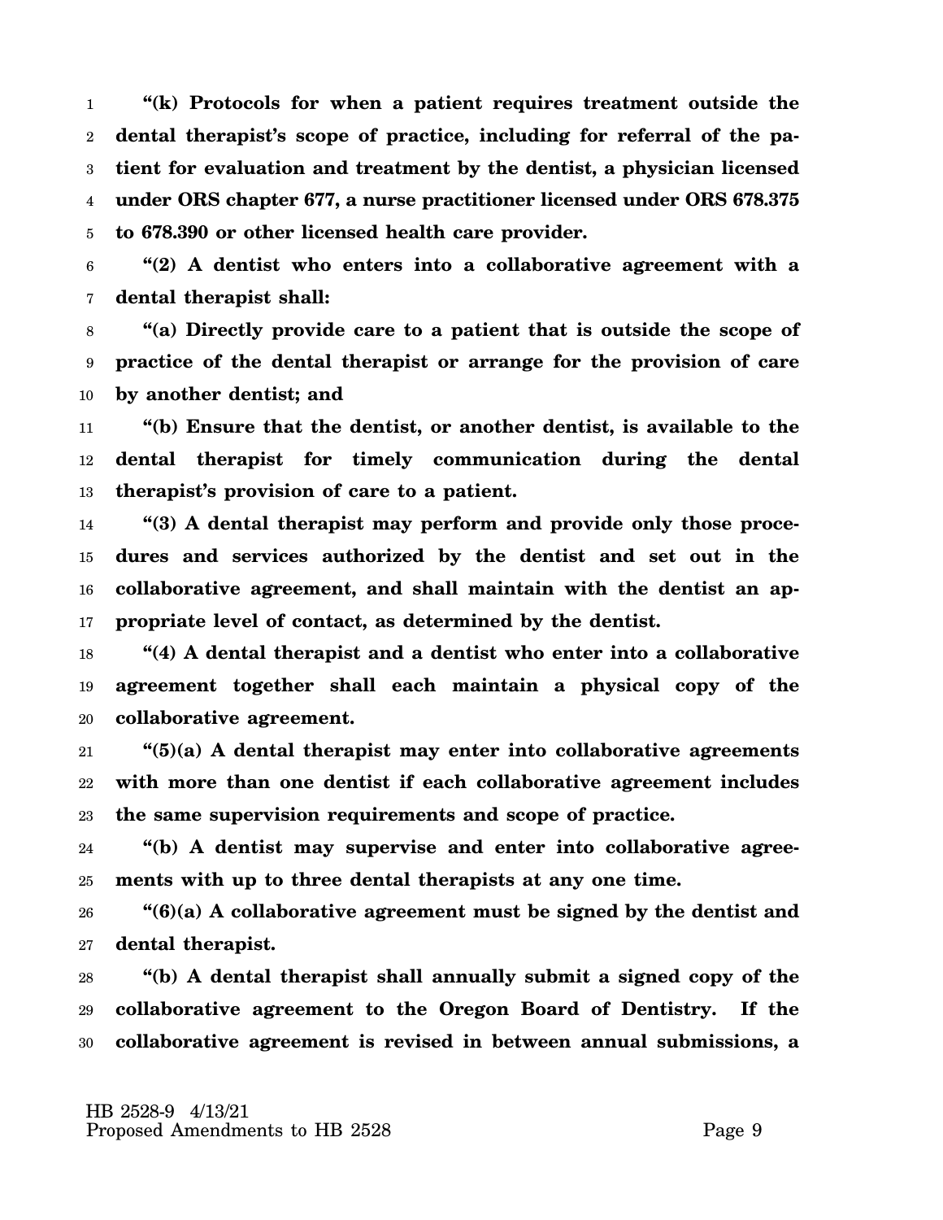**"(k) Protocols for when a patient requires treatment outside the dental therapist's scope of practice, including for referral of the patient for evaluation and treatment by the dentist, a physician licensed under ORS chapter 677, a nurse practitioner licensed under ORS 678.375 to 678.390 or other licensed health care provider.**

**"(2) A dentist who enters into a collaborative agreement with a dental therapist shall:**

**"(a) Directly provide care to a patient that is outside the scope of practice of the dental therapist or arrange for the provision of care by another dentist; and**

**"(b) Ensure that the dentist, or another dentist, is available to the dental therapist for timely communication during the dental therapist's provision of care to a patient.**

**"(3) A dental therapist may perform and provide only those procedures and services authorized by the dentist and set out in the collaborative agreement, and shall maintain with the dentist an appropriate level of contact, as determined by the dentist.**

**"(4) A dental therapist and a dentist who enter into a collaborative agreement together shall each maintain a physical copy of the collaborative agreement.**

**"(5)(a) A dental therapist may enter into collaborative agreements with more than one dentist if each collaborative agreement includes the same supervision requirements and scope of practice.**

**"(b) A dentist may supervise and enter into collaborative agreements with up to three dental therapists at any one time.**

**"(6)(a) A collaborative agreement must be signed by the dentist and dental therapist.**

**"(b) A dental therapist shall annually submit a signed copy of the collaborative agreement to the Oregon Board of Dentistry. If the collaborative agreement is revised in between annual submissions, a**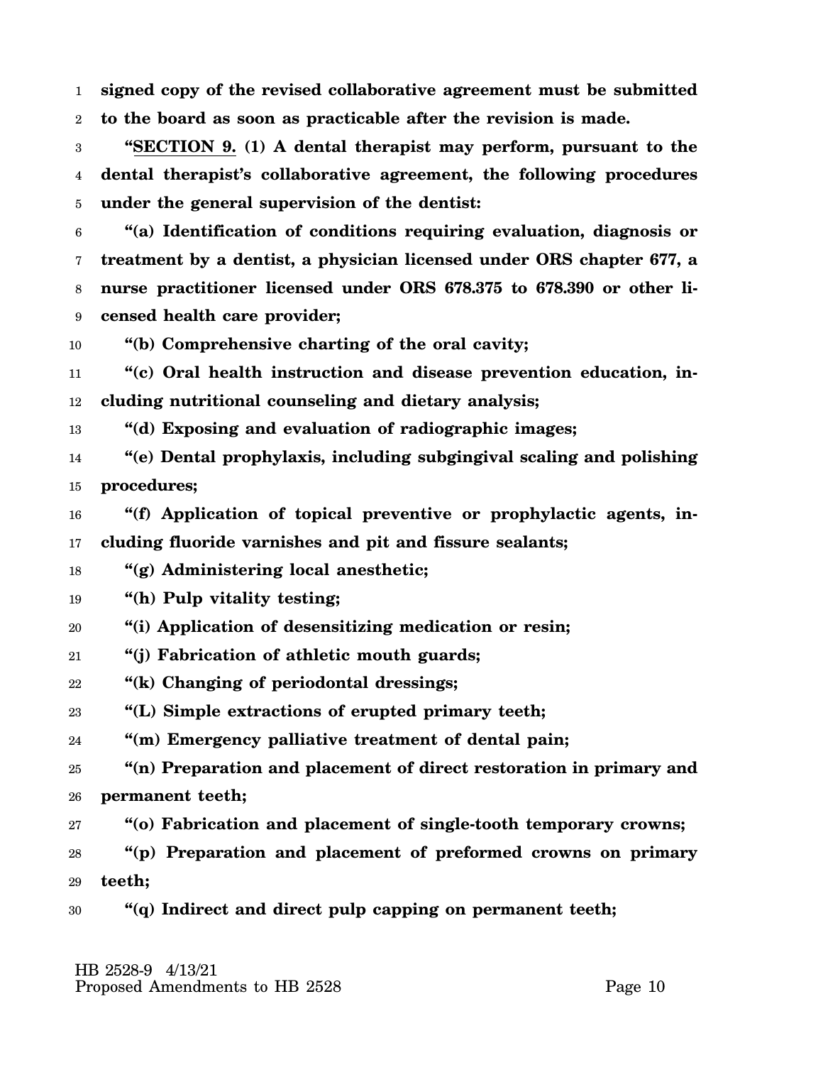**signed copy of the revised collaborative agreement must be submitted to the board as soon as practicable after the revision is made.**

**"SECTION 9. (1) A dental therapist may perform, pursuant to the dental therapist's collaborative agreement, the following procedures under the general supervision of the dentist:**

**"(a) Identification of conditions requiring evaluation, diagnosis or treatment by a dentist, a physician licensed under ORS chapter 677, a nurse practitioner licensed under ORS 678.375 to 678.390 or other licensed health care provider;**

**"(b) Comprehensive charting of the oral cavity;**

**"(c) Oral health instruction and disease prevention education, including nutritional counseling and dietary analysis;**

**"(d) Exposing and evaluation of radiographic images;**

**"(e) Dental prophylaxis, including subgingival scaling and polishing procedures;**

**"(f) Application of topical preventive or prophylactic agents, including fluoride varnishes and pit and fissure sealants;**

**"(g) Administering local anesthetic;**

**"(h) Pulp vitality testing;**

**"(i) Application of desensitizing medication or resin;**

**"(j) Fabrication of athletic mouth guards;**

**"(k) Changing of periodontal dressings;**

**"(L) Simple extractions of erupted primary teeth;**

**"(m) Emergency palliative treatment of dental pain;**

**"(n) Preparation and placement of direct restoration in primary and permanent teeth;**

**"(o) Fabrication and placement of single-tooth temporary crowns;**

**"(p) Preparation and placement of preformed crowns on primary teeth;**

**"(q) Indirect and direct pulp capping on permanent teeth;**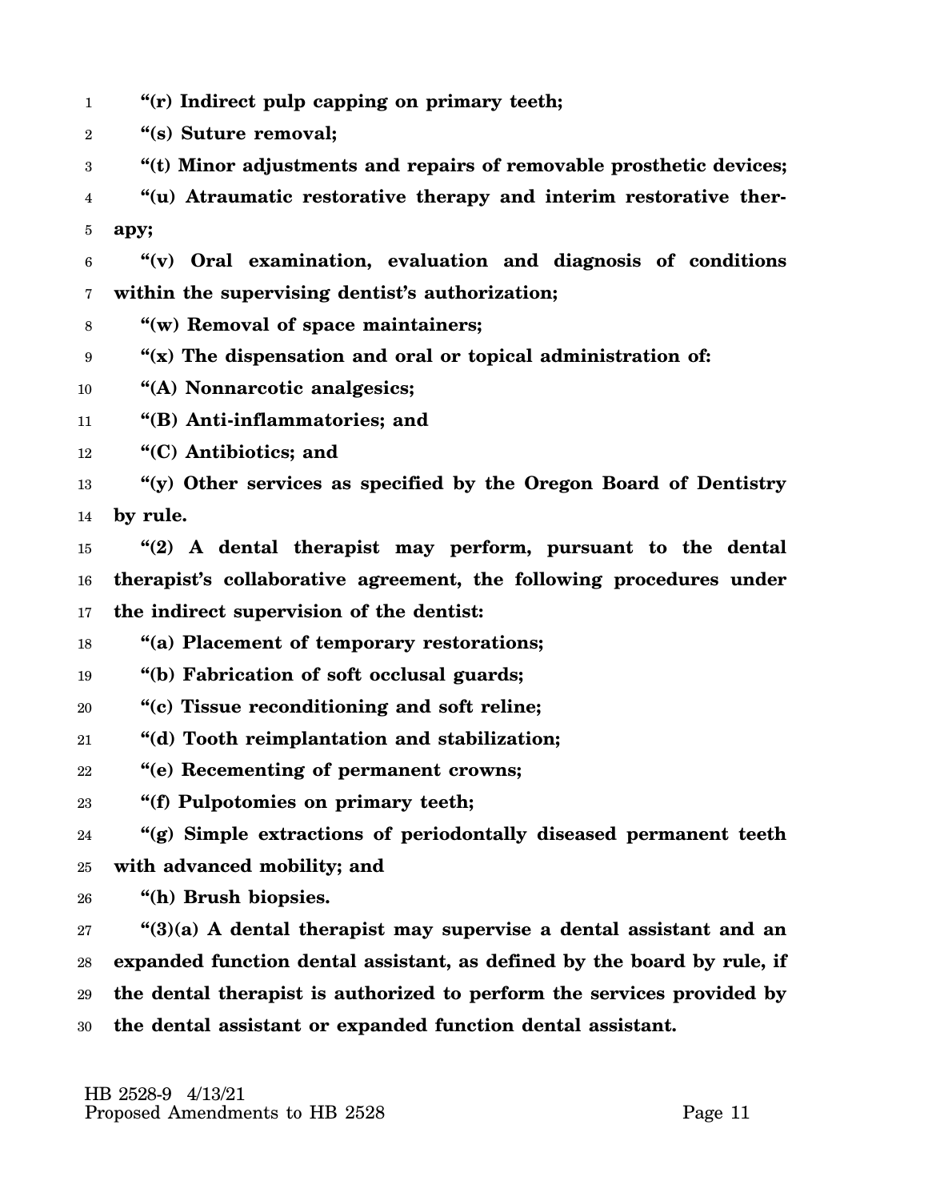**"(r) Indirect pulp capping on primary teeth;**

**"(s) Suture removal;**

**"(t) Minor adjustments and repairs of removable prosthetic devices;**

**"(u) Atraumatic restorative therapy and interim restorative therapy;**

**"(v) Oral examination, evaluation and diagnosis of conditions within the supervising dentist's authorization;**

**"(w) Removal of space maintainers;**

**"(x) The dispensation and oral or topical administration of:**

**"(A) Nonnarcotic analgesics;**

**"(B) Anti-inflammatories; and**

**"(C) Antibiotics; and**

**"(y) Other services as specified by the Oregon Board of Dentistry by rule.**

**"(2) A dental therapist may perform, pursuant to the dental therapist's collaborative agreement, the following procedures under the indirect supervision of the dentist:**

**"(a) Placement of temporary restorations;**

**"(b) Fabrication of soft occlusal guards;**

**"(c) Tissue reconditioning and soft reline;**

**"(d) Tooth reimplantation and stabilization;**

**"(e) Recementing of permanent crowns;**

**"(f) Pulpotomies on primary teeth;**

**"(g) Simple extractions of periodontally diseased permanent teeth with advanced mobility; and**

**"(h) Brush biopsies.**

**"(3)(a) A dental therapist may supervise a dental assistant and an expanded function dental assistant, as defined by the board by rule, if the dental therapist is authorized to perform the services provided by the dental assistant or expanded function dental assistant.**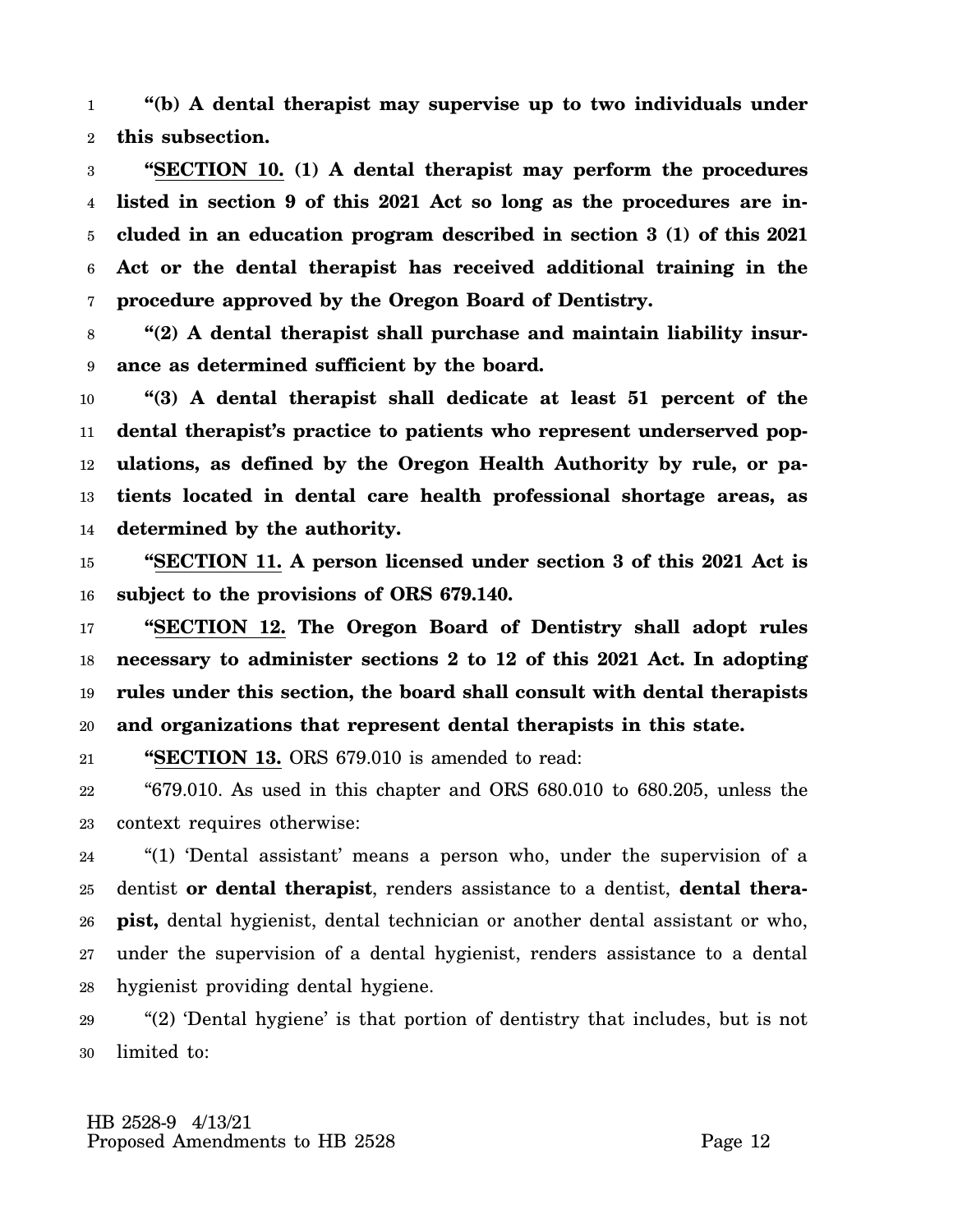**"(b) A dental therapist may supervise up to two individuals under this subsection.**

**"SECTION 10. (1) A dental therapist may perform the procedures listed in section 9 of this 2021 Act so long as the procedures are included in an education program described in section 3 (1) of this 2021 Act or the dental therapist has received additional training in the procedure approved by the Oregon Board of Dentistry.**

**"(2) A dental therapist shall purchase and maintain liability insurance as determined sufficient by the board.**

**"(3) A dental therapist shall dedicate at least 51 percent of the dental therapist's practice to patients who represent underserved populations, as defined by the Oregon Health Authority by rule, or patients located in dental care health professional shortage areas, as determined by the authority.**

**"SECTION 11. A person licensed under section 3 of this 2021 Act is subject to the provisions of ORS 679.140.**

**"SECTION 12. The Oregon Board of Dentistry shall adopt rules necessary to administer sections 2 to 12 of this 2021 Act. In adopting rules under this section, the board shall consult with dental therapists and organizations that represent dental therapists in this state.**

**"SECTION 13.** ORS 679.010 is amended to read:

"679.010. As used in this chapter and ORS 680.010 to 680.205, unless the context requires otherwise:

"(1) 'Dental assistant' means a person who, under the supervision of a dentist **or dental therapist**, renders assistance to a dentist, **dental therapist,** dental hygienist, dental technician or another dental assistant or who, under the supervision of a dental hygienist, renders assistance to a dental hygienist providing dental hygiene.

"(2) 'Dental hygiene' is that portion of dentistry that includes, but is not limited to:

HB 2528-9 4/13/21
Proposed Amendments to HB 2528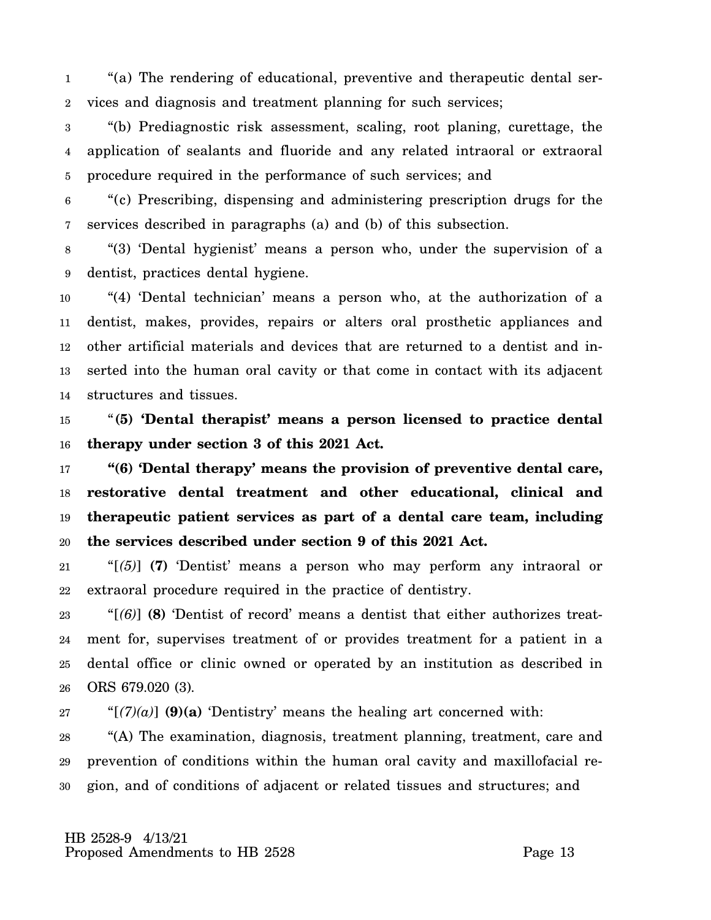"(a) The rendering of educational, preventive and therapeutic dental services and diagnosis and treatment planning for such services;

"(b) Prediagnostic risk assessment, scaling, root planing, curettage, the application of sealants and fluoride and any related intraoral or extraoral procedure required in the performance of such services; and

"(c) Prescribing, dispensing and administering prescription drugs for the services described in paragraphs (a) and (b) of this subsection.

"(3) 'Dental hygienist' means a person who, under the supervision of a dentist, practices dental hygiene.

"(4) 'Dental technician' means a person who, at the authorization of a dentist, makes, provides, repairs or alters oral prosthetic appliances and other artificial materials and devices that are returned to a dentist and inserted into the human oral cavity or that come in contact with its adjacent structures and tissues.

"**(5) 'Dental therapist' means a person licensed to practice dental therapy under section 3 of this 2021 Act.**

**"(6) 'Dental therapy' means the provision of preventive dental care, restorative dental treatment and other educational, clinical and therapeutic patient services as part of a dental care team, including the services described under section 9 of this 2021 Act.**

"[*(5)*] **(7)** 'Dentist' means a person who may perform any intraoral or extraoral procedure required in the practice of dentistry.

"[*(6)*] **(8)** 'Dentist of record' means a dentist that either authorizes treatment for, supervises treatment of or provides treatment for a patient in a dental office or clinic owned or operated by an institution as described in ORS 679.020 (3).

"[*(7)(a)*] **(9)(a)** 'Dentistry' means the healing art concerned with:

"(A) The examination, diagnosis, treatment planning, treatment, care and prevention of conditions within the human oral cavity and maxillofacial region, and of conditions of adjacent or related tissues and structures; and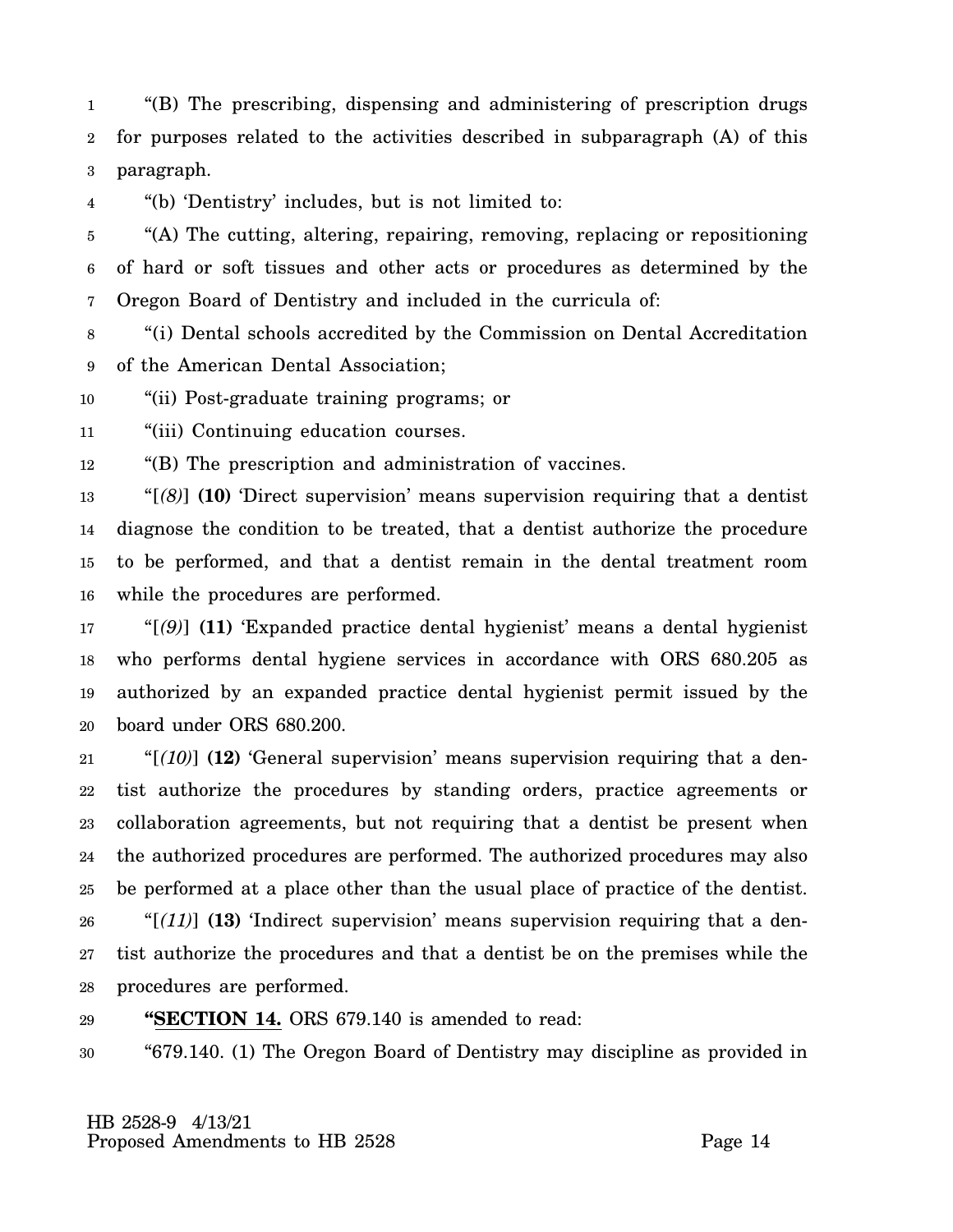"(B) The prescribing, dispensing and administering of prescription drugs for purposes related to the activities described in subparagraph (A) of this paragraph.

"(b) 'Dentistry' includes, but is not limited to:

"(A) The cutting, altering, repairing, removing, replacing or repositioning of hard or soft tissues and other acts or procedures as determined by the Oregon Board of Dentistry and included in the curricula of:

"(i) Dental schools accredited by the Commission on Dental Accreditation of the American Dental Association;

"(ii) Post-graduate training programs; or

"(iii) Continuing education courses.

"(B) The prescription and administration of vaccines.

"[*(8)*] **(10)** 'Direct supervision' means supervision requiring that a dentist diagnose the condition to be treated, that a dentist authorize the procedure to be performed, and that a dentist remain in the dental treatment room while the procedures are performed.

"[*(9)*] **(11)** 'Expanded practice dental hygienist' means a dental hygienist who performs dental hygiene services in accordance with ORS 680.205 as authorized by an expanded practice dental hygienist permit issued by the board under ORS 680.200.

"[*(10)*] **(12)** 'General supervision' means supervision requiring that a dentist authorize the procedures by standing orders, practice agreements or collaboration agreements, but not requiring that a dentist be present when the authorized procedures are performed. The authorized procedures may also be performed at a place other than the usual place of practice of the dentist.

"[*(11)*] **(13)** 'Indirect supervision' means supervision requiring that a dentist authorize the procedures and that a dentist be on the premises while the procedures are performed.

**"SECTION 14.** ORS 679.140 is amended to read:

"679.140. (1) The Oregon Board of Dentistry may discipline as provided in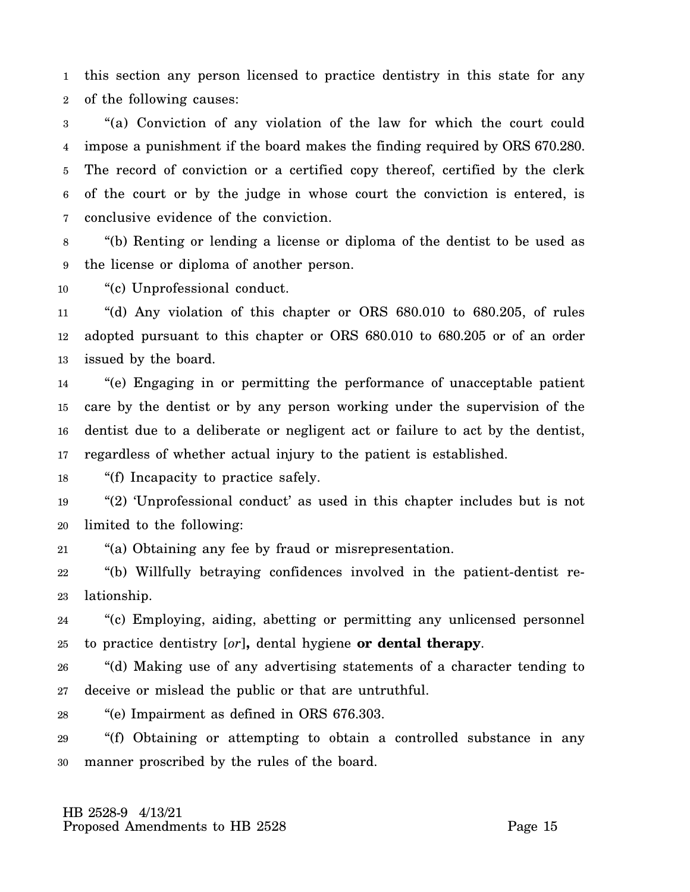this section any person licensed to practice dentistry in this state for any of the following causes:

"(a) Conviction of any violation of the law for which the court could impose a punishment if the board makes the finding required by ORS 670.280. The record of conviction or a certified copy thereof, certified by the clerk of the court or by the judge in whose court the conviction is entered, is conclusive evidence of the conviction.

"(b) Renting or lending a license or diploma of the dentist to be used as the license or diploma of another person.

"(c) Unprofessional conduct.

"(d) Any violation of this chapter or ORS 680.010 to 680.205, of rules adopted pursuant to this chapter or ORS 680.010 to 680.205 or of an order issued by the board.

"(e) Engaging in or permitting the performance of unacceptable patient care by the dentist or by any person working under the supervision of the dentist due to a deliberate or negligent act or failure to act by the dentist, regardless of whether actual injury to the patient is established.

"(f) Incapacity to practice safely.

"(2) 'Unprofessional conduct' as used in this chapter includes but is not limited to the following:

"(a) Obtaining any fee by fraud or misrepresentation.

"(b) Willfully betraying confidences involved in the patient-dentist relationship.

"(c) Employing, aiding, abetting or permitting any unlicensed personnel to practice dentistry [*or*]**,** dental hygiene **or dental therapy**.

"(d) Making use of any advertising statements of a character tending to deceive or mislead the public or that are untruthful.

"(e) Impairment as defined in ORS 676.303.

"(f) Obtaining or attempting to obtain a controlled substance in any manner proscribed by the rules of the board.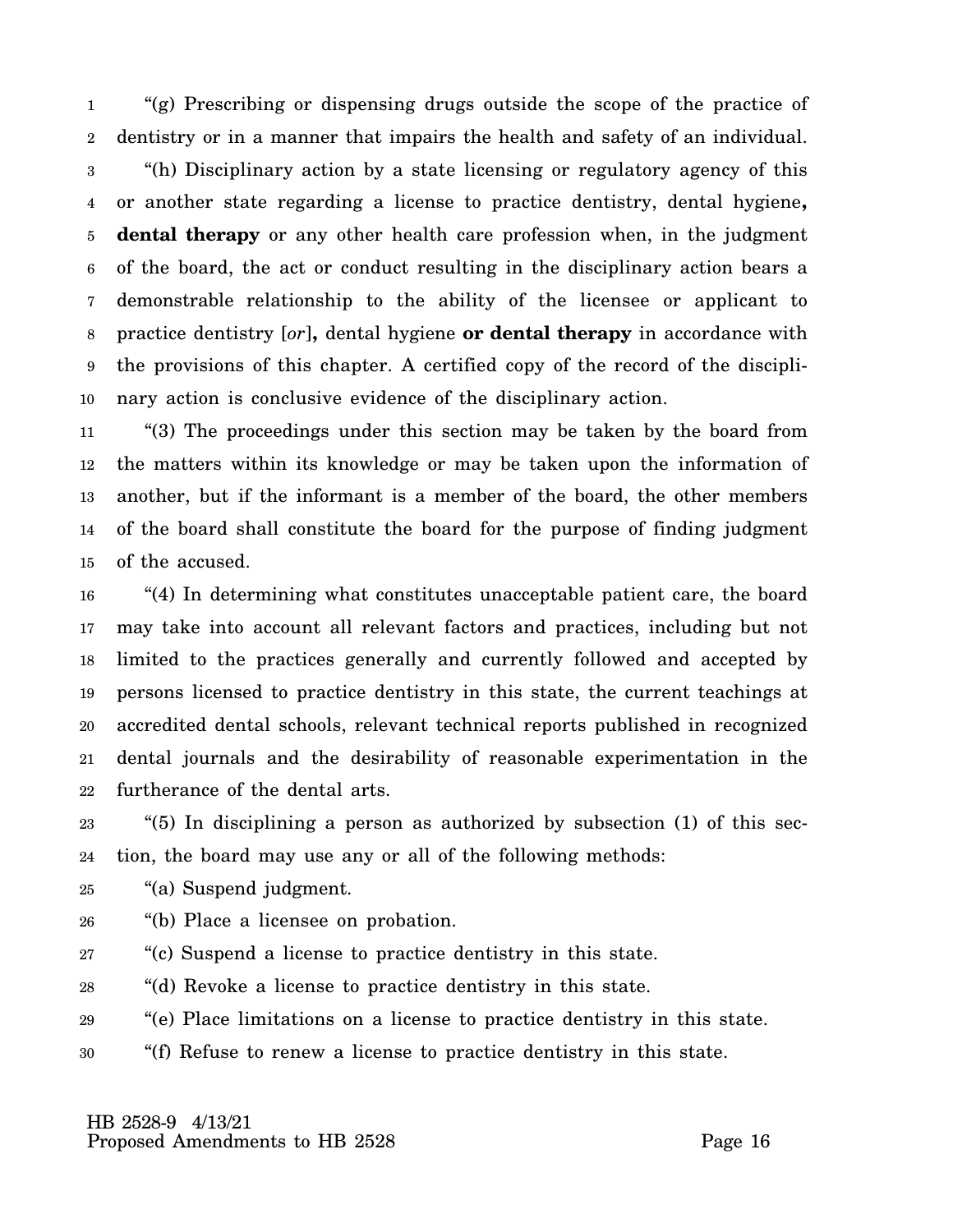"(g) Prescribing or dispensing drugs outside the scope of the practice of dentistry or in a manner that impairs the health and safety of an individual.

"(h) Disciplinary action by a state licensing or regulatory agency of this or another state regarding a license to practice dentistry, dental hygiene**, dental therapy** or any other health care profession when, in the judgment of the board, the act or conduct resulting in the disciplinary action bears a demonstrable relationship to the ability of the licensee or applicant to practice dentistry [*or*]**,** dental hygiene **or dental therapy** in accordance with the provisions of this chapter. A certified copy of the record of the disciplinary action is conclusive evidence of the disciplinary action.

"(3) The proceedings under this section may be taken by the board from the matters within its knowledge or may be taken upon the information of another, but if the informant is a member of the board, the other members of the board shall constitute the board for the purpose of finding judgment of the accused.

"(4) In determining what constitutes unacceptable patient care, the board may take into account all relevant factors and practices, including but not limited to the practices generally and currently followed and accepted by persons licensed to practice dentistry in this state, the current teachings at accredited dental schools, relevant technical reports published in recognized dental journals and the desirability of reasonable experimentation in the furtherance of the dental arts.

"(5) In disciplining a person as authorized by subsection (1) of this section, the board may use any or all of the following methods:

"(a) Suspend judgment.

"(b) Place a licensee on probation.

"(c) Suspend a license to practice dentistry in this state.

"(d) Revoke a license to practice dentistry in this state.

"(e) Place limitations on a license to practice dentistry in this state.

"(f) Refuse to renew a license to practice dentistry in this state.

HB 2528-9 4/13/21
Proposed Amendments to HB 2528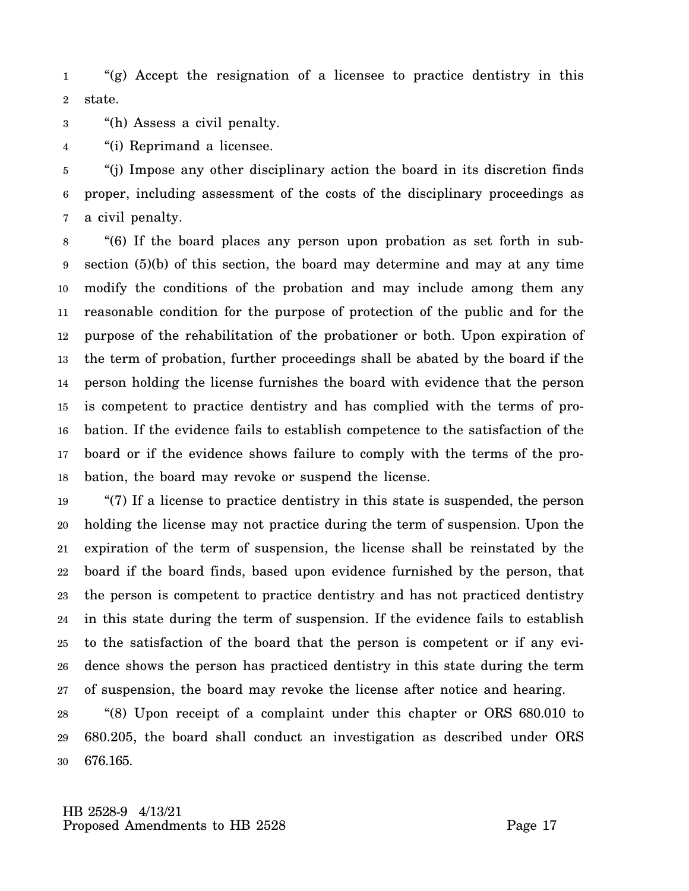"(g) Accept the resignation of a licensee to practice dentistry in this state.

"(h) Assess a civil penalty.

"(i) Reprimand a licensee.

"(j) Impose any other disciplinary action the board in its discretion finds proper, including assessment of the costs of the disciplinary proceedings as a civil penalty.

"(6) If the board places any person upon probation as set forth in subsection (5)(b) of this section, the board may determine and may at any time modify the conditions of the probation and may include among them any reasonable condition for the purpose of protection of the public and for the purpose of the rehabilitation of the probationer or both. Upon expiration of the term of probation, further proceedings shall be abated by the board if the person holding the license furnishes the board with evidence that the person is competent to practice dentistry and has complied with the terms of probation. If the evidence fails to establish competence to the satisfaction of the board or if the evidence shows failure to comply with the terms of the probation, the board may revoke or suspend the license.

"(7) If a license to practice dentistry in this state is suspended, the person holding the license may not practice during the term of suspension. Upon the expiration of the term of suspension, the license shall be reinstated by the board if the board finds, based upon evidence furnished by the person, that the person is competent to practice dentistry and has not practiced dentistry in this state during the term of suspension. If the evidence fails to establish to the satisfaction of the board that the person is competent or if any evidence shows the person has practiced dentistry in this state during the term of suspension, the board may revoke the license after notice and hearing.

"(8) Upon receipt of a complaint under this chapter or ORS 680.010 to 680.205, the board shall conduct an investigation as described under ORS 676.165.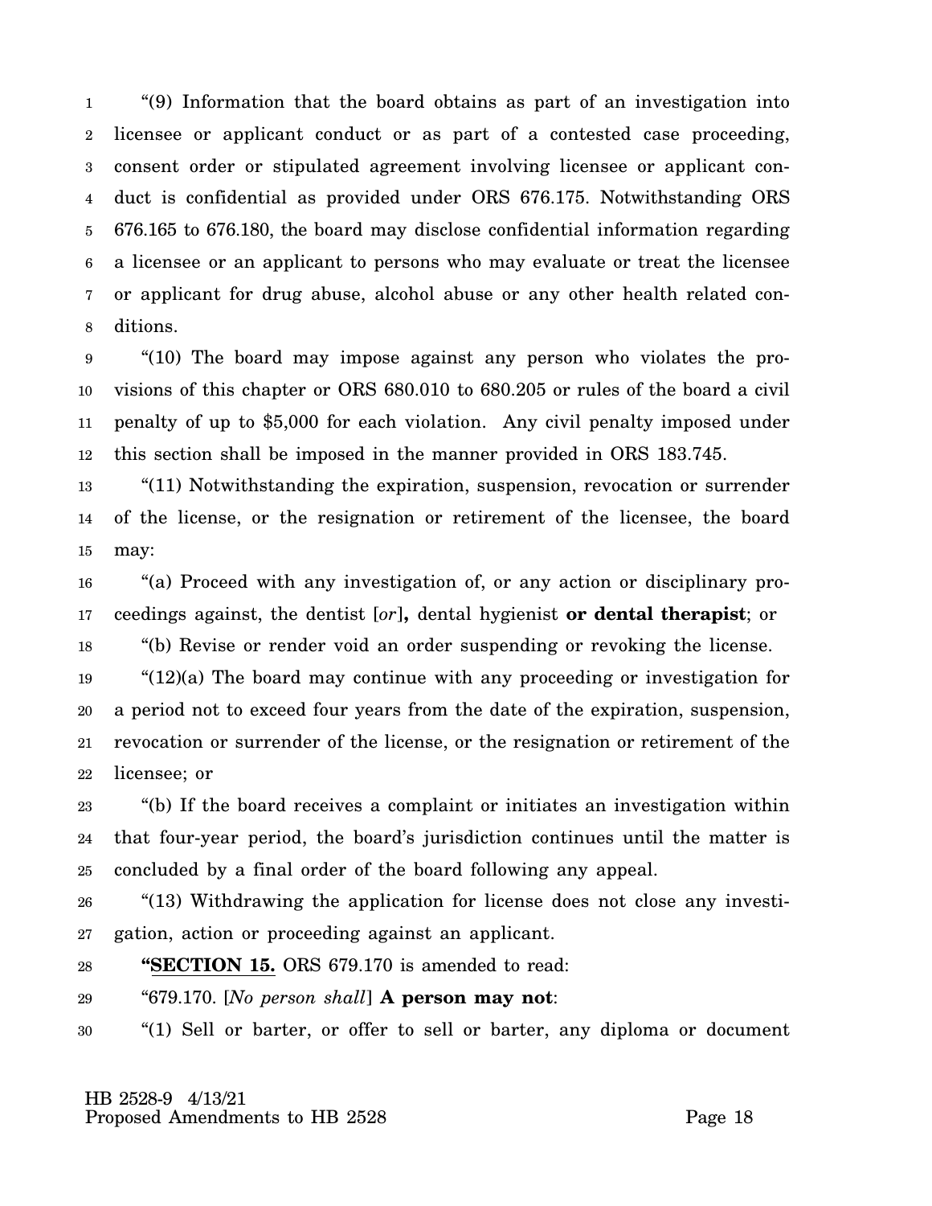"(9) Information that the board obtains as part of an investigation into licensee or applicant conduct or as part of a contested case proceeding, consent order or stipulated agreement involving licensee or applicant conduct is confidential as provided under ORS 676.175. Notwithstanding ORS 676.165 to 676.180, the board may disclose confidential information regarding a licensee or an applicant to persons who may evaluate or treat the licensee or applicant for drug abuse, alcohol abuse or any other health related conditions.

"(10) The board may impose against any person who violates the provisions of this chapter or ORS 680.010 to 680.205 or rules of the board a civil penalty of up to $5,000 for each violation. Any civil penalty imposed under this section shall be imposed in the manner provided in ORS 183.745.

"(11) Notwithstanding the expiration, suspension, revocation or surrender of the license, or the resignation or retirement of the licensee, the board may:

"(a) Proceed with any investigation of, or any action or disciplinary proceedings against, the dentist [*or*]**,** dental hygienist **or dental therapist**; or

"(b) Revise or render void an order suspending or revoking the license.

"(12)(a) The board may continue with any proceeding or investigation for a period not to exceed four years from the date of the expiration, suspension, revocation or surrender of the license, or the resignation or retirement of the licensee; or

"(b) If the board receives a complaint or initiates an investigation within that four-year period, the board's jurisdiction continues until the matter is concluded by a final order of the board following any appeal.

"(13) Withdrawing the application for license does not close any investigation, action or proceeding against an applicant.

**"SECTION 15.** ORS 679.170 is amended to read:

"679.170. [*No person shall*] **A person may not**:

"(1) Sell or barter, or offer to sell or barter, any diploma or document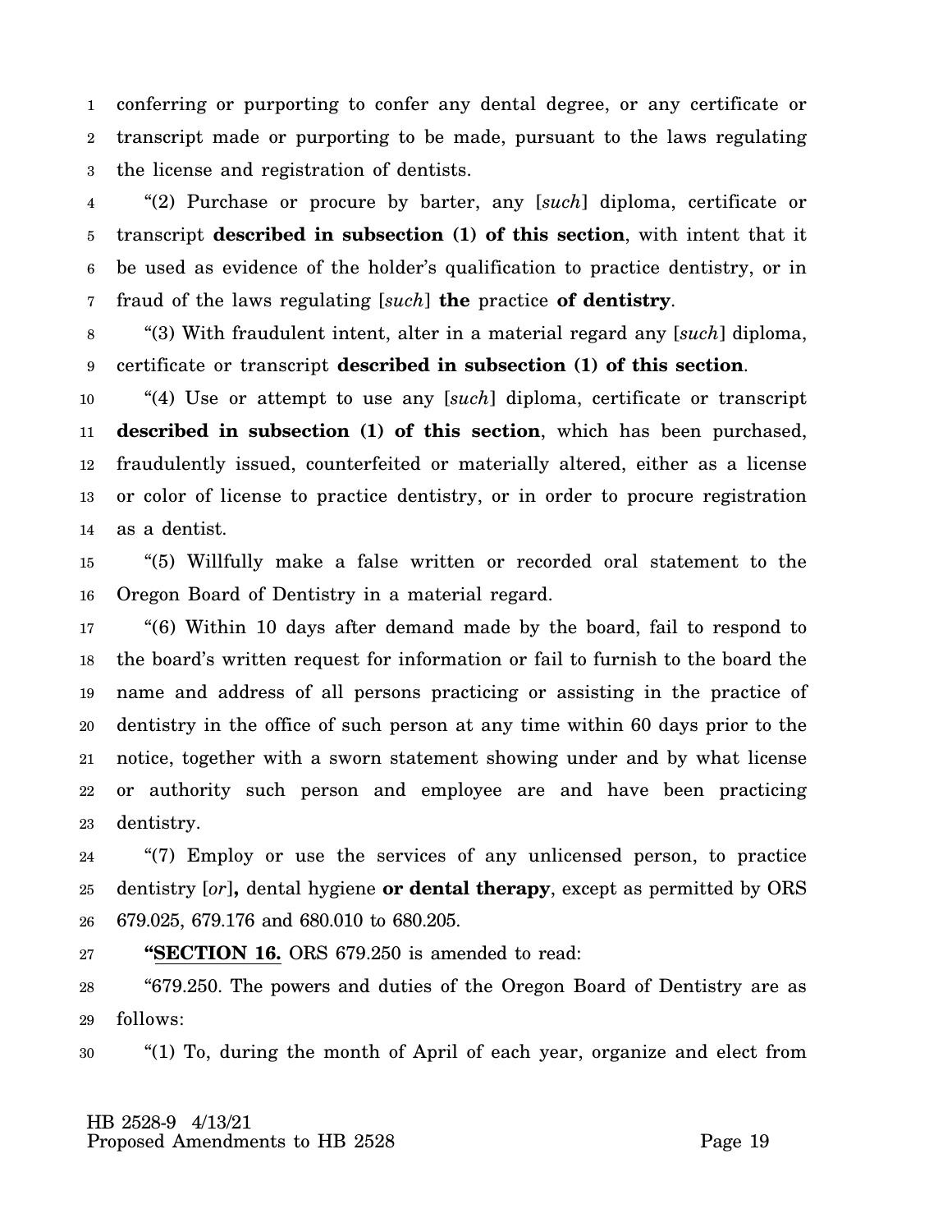conferring or purporting to confer any dental degree, or any certificate or transcript made or purporting to be made, pursuant to the laws regulating the license and registration of dentists.

"(2) Purchase or procure by barter, any [*such*] diploma, certificate or transcript **described in subsection (1) of this section**, with intent that it be used as evidence of the holder's qualification to practice dentistry, or in fraud of the laws regulating [*such*] **the** practice **of dentistry**.

"(3) With fraudulent intent, alter in a material regard any [*such*] diploma, certificate or transcript **described in subsection (1) of this section**.

"(4) Use or attempt to use any [*such*] diploma, certificate or transcript **described in subsection (1) of this section**, which has been purchased, fraudulently issued, counterfeited or materially altered, either as a license or color of license to practice dentistry, or in order to procure registration as a dentist.

"(5) Willfully make a false written or recorded oral statement to the Oregon Board of Dentistry in a material regard.

"(6) Within 10 days after demand made by the board, fail to respond to the board's written request for information or fail to furnish to the board the name and address of all persons practicing or assisting in the practice of dentistry in the office of such person at any time within 60 days prior to the notice, together with a sworn statement showing under and by what license or authority such person and employee are and have been practicing dentistry.

"(7) Employ or use the services of any unlicensed person, to practice dentistry [*or*]**,** dental hygiene **or dental therapy**, except as permitted by ORS 679.025, 679.176 and 680.010 to 680.205.

**"SECTION 16.** ORS 679.250 is amended to read:

"679.250. The powers and duties of the Oregon Board of Dentistry are as follows:

"(1) To, during the month of April of each year, organize and elect from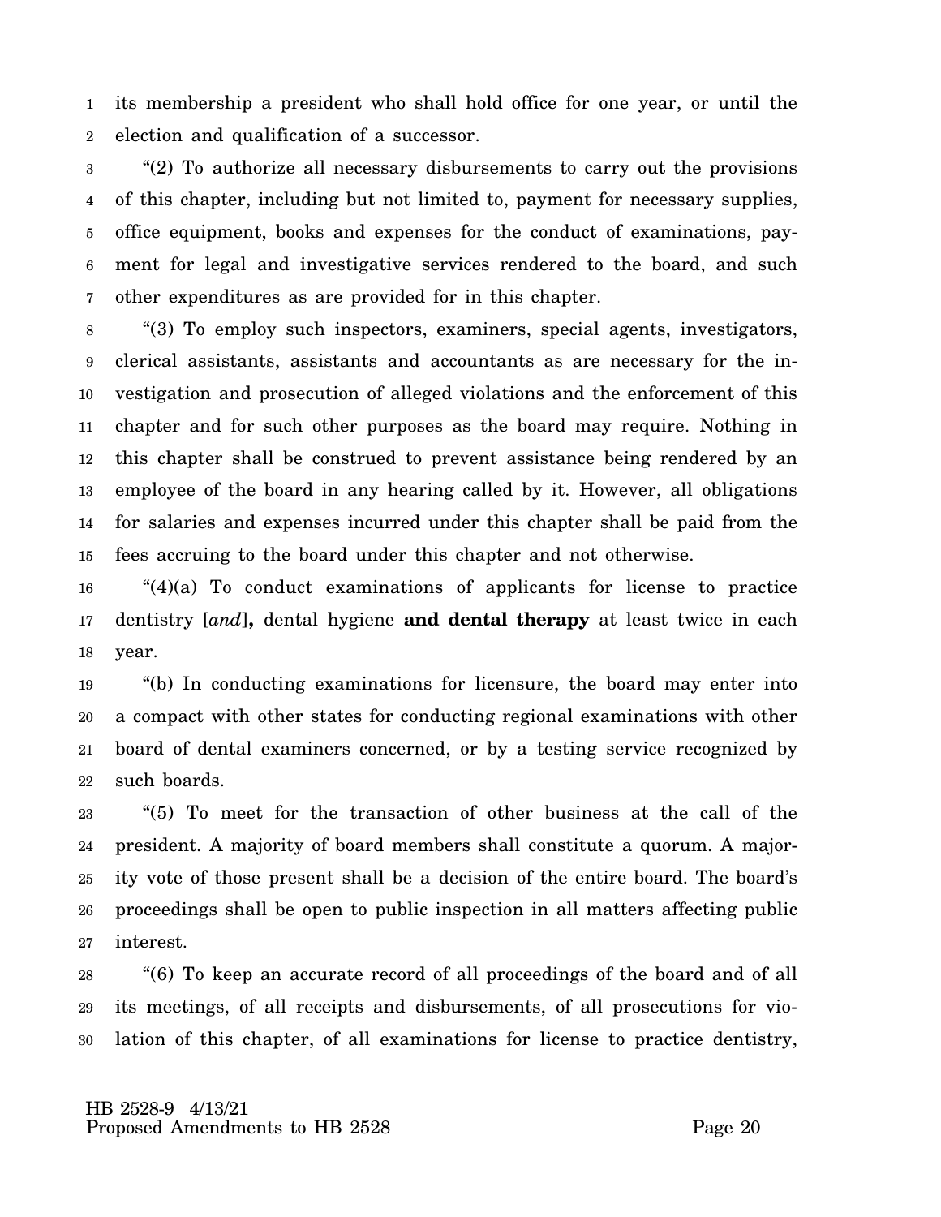its membership a president who shall hold office for one year, or until the election and qualification of a successor.

"(2) To authorize all necessary disbursements to carry out the provisions of this chapter, including but not limited to, payment for necessary supplies, office equipment, books and expenses for the conduct of examinations, payment for legal and investigative services rendered to the board, and such other expenditures as are provided for in this chapter.

"(3) To employ such inspectors, examiners, special agents, investigators, clerical assistants, assistants and accountants as are necessary for the investigation and prosecution of alleged violations and the enforcement of this chapter and for such other purposes as the board may require. Nothing in this chapter shall be construed to prevent assistance being rendered by an employee of the board in any hearing called by it. However, all obligations for salaries and expenses incurred under this chapter shall be paid from the fees accruing to the board under this chapter and not otherwise.

"(4)(a) To conduct examinations of applicants for license to practice dentistry [*and*]**,** dental hygiene **and dental therapy** at least twice in each year.

"(b) In conducting examinations for licensure, the board may enter into a compact with other states for conducting regional examinations with other board of dental examiners concerned, or by a testing service recognized by such boards.

"(5) To meet for the transaction of other business at the call of the president. A majority of board members shall constitute a quorum. A majority vote of those present shall be a decision of the entire board. The board's proceedings shall be open to public inspection in all matters affecting public interest.

"(6) To keep an accurate record of all proceedings of the board and of all its meetings, of all receipts and disbursements, of all prosecutions for violation of this chapter, of all examinations for license to practice dentistry,

HB 2528-9 4/13/21
Proposed Amendments to HB 2528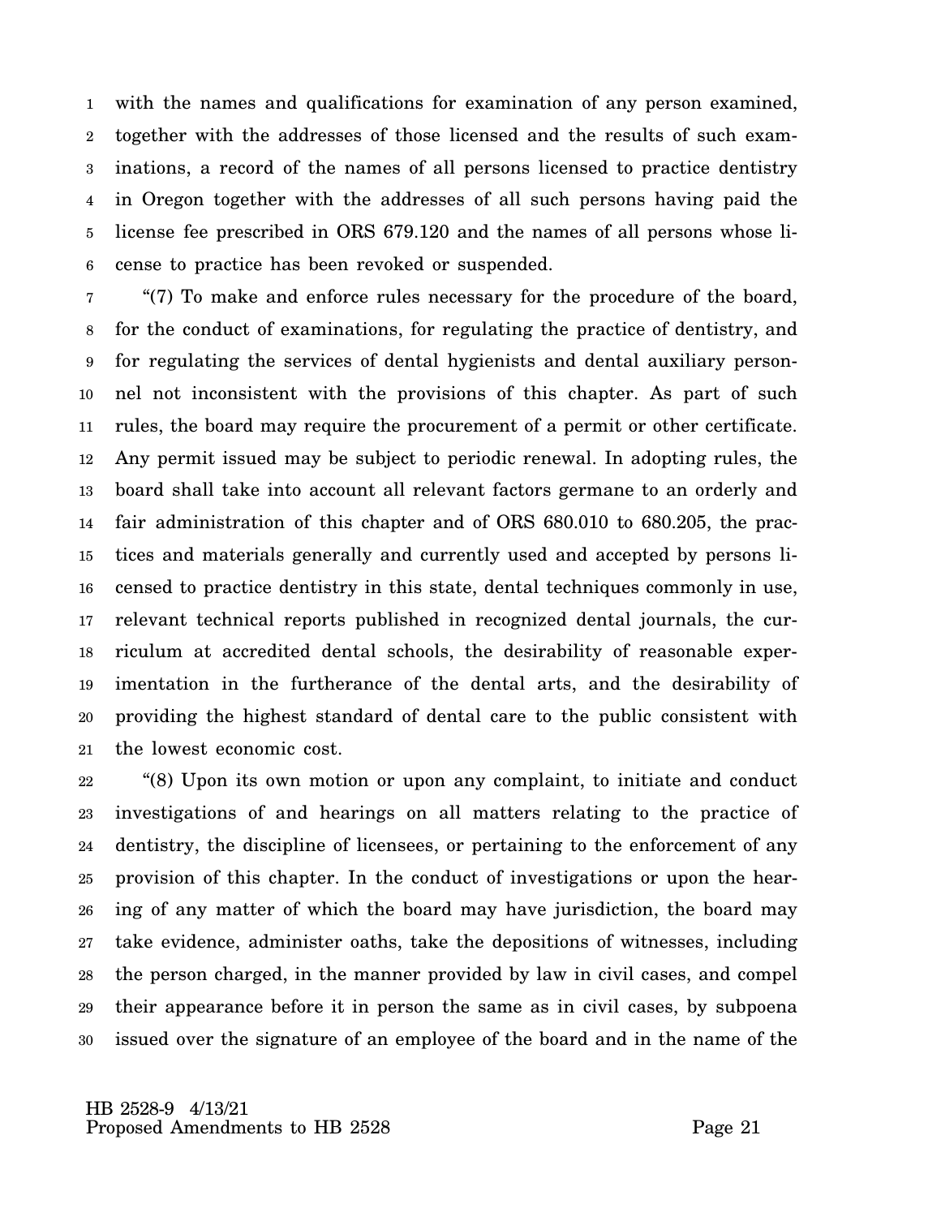with the names and qualifications for examination of any person examined, together with the addresses of those licensed and the results of such examinations, a record of the names of all persons licensed to practice dentistry in Oregon together with the addresses of all such persons having paid the license fee prescribed in ORS 679.120 and the names of all persons whose license to practice has been revoked or suspended.

"(7) To make and enforce rules necessary for the procedure of the board, for the conduct of examinations, for regulating the practice of dentistry, and for regulating the services of dental hygienists and dental auxiliary personnel not inconsistent with the provisions of this chapter. As part of such rules, the board may require the procurement of a permit or other certificate. Any permit issued may be subject to periodic renewal. In adopting rules, the board shall take into account all relevant factors germane to an orderly and fair administration of this chapter and of ORS 680.010 to 680.205, the practices and materials generally and currently used and accepted by persons licensed to practice dentistry in this state, dental techniques commonly in use, relevant technical reports published in recognized dental journals, the curriculum at accredited dental schools, the desirability of reasonable experimentation in the furtherance of the dental arts, and the desirability of providing the highest standard of dental care to the public consistent with the lowest economic cost.

"(8) Upon its own motion or upon any complaint, to initiate and conduct investigations of and hearings on all matters relating to the practice of dentistry, the discipline of licensees, or pertaining to the enforcement of any provision of this chapter. In the conduct of investigations or upon the hearing of any matter of which the board may have jurisdiction, the board may take evidence, administer oaths, take the depositions of witnesses, including the person charged, in the manner provided by law in civil cases, and compel their appearance before it in person the same as in civil cases, by subpoena issued over the signature of an employee of the board and in the name of the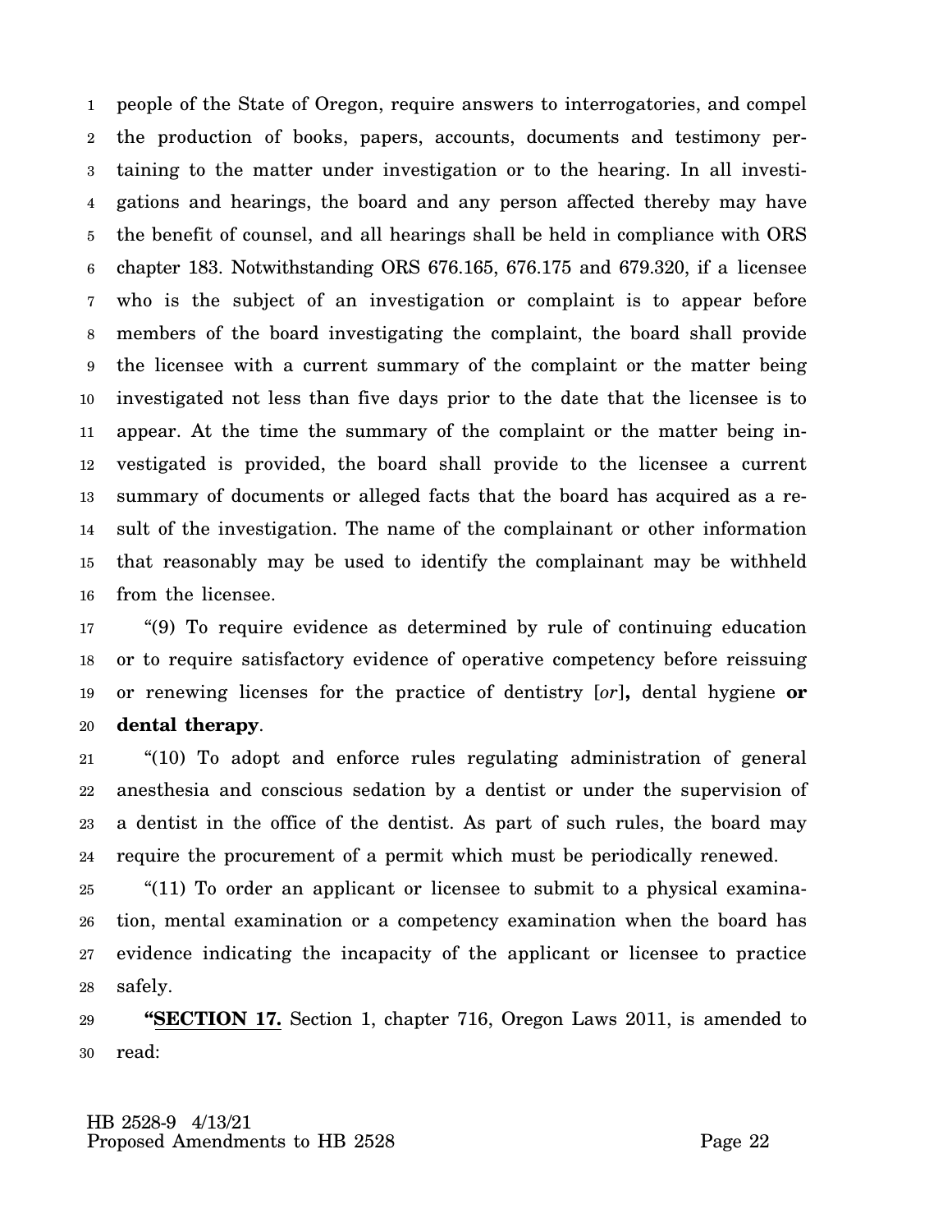people of the State of Oregon, require answers to interrogatories, and compel the production of books, papers, accounts, documents and testimony pertaining to the matter under investigation or to the hearing. In all investigations and hearings, the board and any person affected thereby may have the benefit of counsel, and all hearings shall be held in compliance with ORS chapter 183. Notwithstanding ORS 676.165, 676.175 and 679.320, if a licensee who is the subject of an investigation or complaint is to appear before members of the board investigating the complaint, the board shall provide the licensee with a current summary of the complaint or the matter being investigated not less than five days prior to the date that the licensee is to appear. At the time the summary of the complaint or the matter being investigated is provided, the board shall provide to the licensee a current summary of documents or alleged facts that the board has acquired as a result of the investigation. The name of the complainant or other information that reasonably may be used to identify the complainant may be withheld from the licensee.

"(9) To require evidence as determined by rule of continuing education or to require satisfactory evidence of operative competency before reissuing or renewing licenses for the practice of dentistry [*or*]**,** dental hygiene **or dental therapy**.

"(10) To adopt and enforce rules regulating administration of general anesthesia and conscious sedation by a dentist or under the supervision of a dentist in the office of the dentist. As part of such rules, the board may require the procurement of a permit which must be periodically renewed.

"(11) To order an applicant or licensee to submit to a physical examination, mental examination or a competency examination when the board has evidence indicating the incapacity of the applicant or licensee to practice safely.

**"SECTION 17.** Section 1, chapter 716, Oregon Laws 2011, is amended to read:

HB 2528-9 4/13/21
Proposed Amendments to HB 2528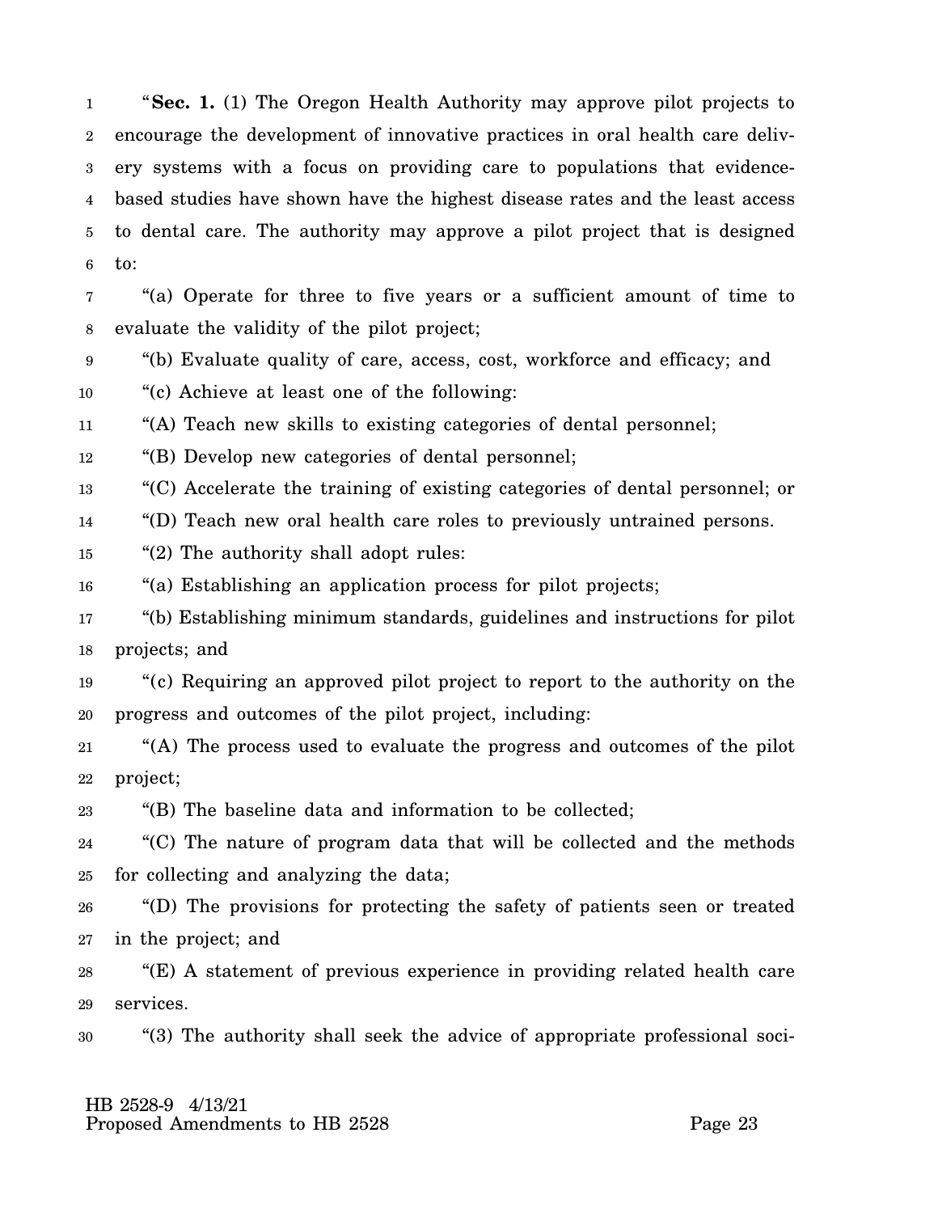"**Sec. 1.** (1) The Oregon Health Authority may approve pilot projects to encourage the development of innovative practices in oral health care delivery systems with a focus on providing care to populations that evidence-based studies have shown have the highest disease rates and the least access to dental care. The authority may approve a pilot project that is designed to:

"(a) Operate for three to five years or a sufficient amount of time to evaluate the validity of the pilot project;

"(b) Evaluate quality of care, access, cost, workforce and efficacy; and

"(c) Achieve at least one of the following:

"(A) Teach new skills to existing categories of dental personnel;

"(B) Develop new categories of dental personnel;

"(C) Accelerate the training of existing categories of dental personnel; or

"(D) Teach new oral health care roles to previously untrained persons.

"(2) The authority shall adopt rules:

"(a) Establishing an application process for pilot projects;

"(b) Establishing minimum standards, guidelines and instructions for pilot projects; and

"(c) Requiring an approved pilot project to report to the authority on the progress and outcomes of the pilot project, including:

"(A) The process used to evaluate the progress and outcomes of the pilot project;

"(B) The baseline data and information to be collected;

"(C) The nature of program data that will be collected and the methods for collecting and analyzing the data;

"(D) The provisions for protecting the safety of patients seen or treated in the project; and

"(E) A statement of previous experience in providing related health care services.

"(3) The authority shall seek the advice of appropriate professional soci-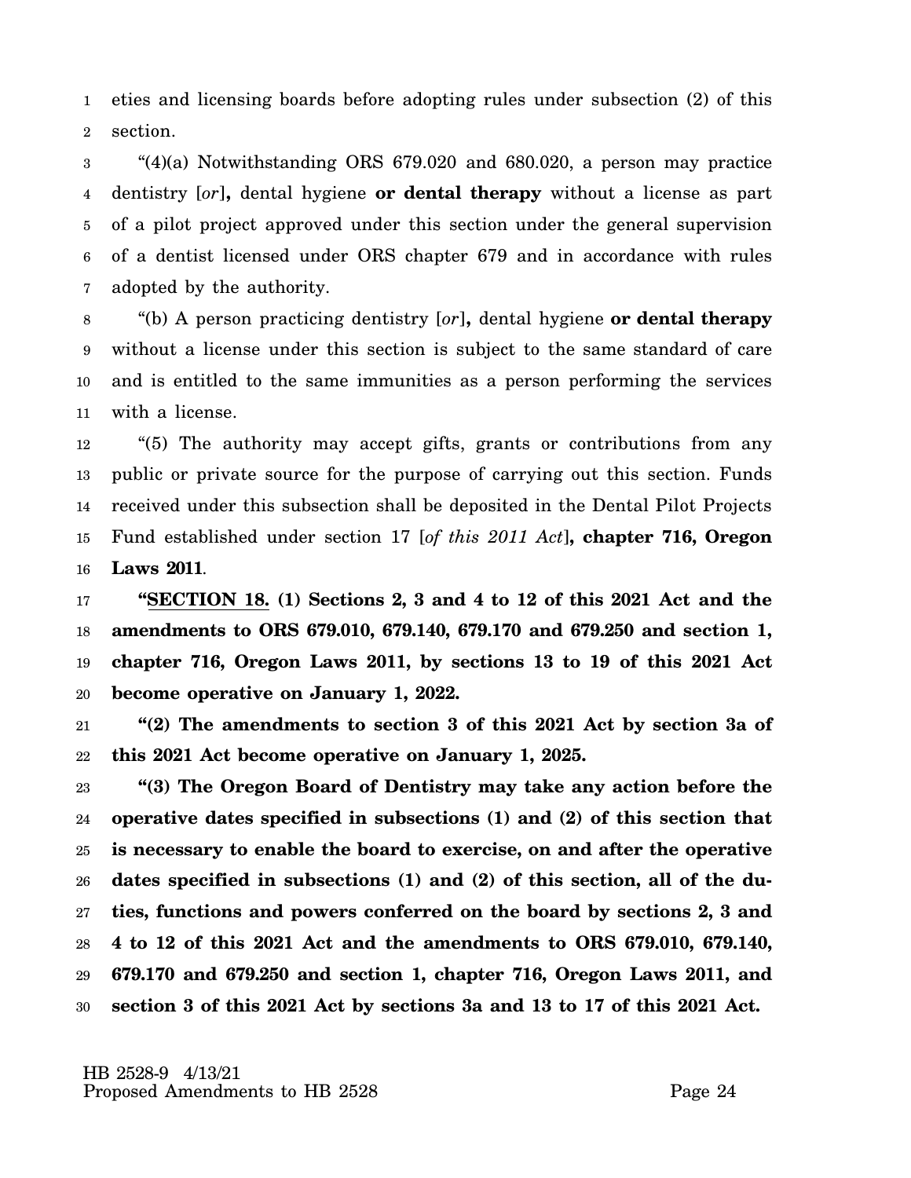eties and licensing boards before adopting rules under subsection (2) of this section.

"(4)(a) Notwithstanding ORS 679.020 and 680.020, a person may practice dentistry [*or*]**,** dental hygiene **or dental therapy** without a license as part of a pilot project approved under this section under the general supervision of a dentist licensed under ORS chapter 679 and in accordance with rules adopted by the authority.

"(b) A person practicing dentistry [*or*]**,** dental hygiene **or dental therapy** without a license under this section is subject to the same standard of care and is entitled to the same immunities as a person performing the services with a license.

"(5) The authority may accept gifts, grants or contributions from any public or private source for the purpose of carrying out this section. Funds received under this subsection shall be deposited in the Dental Pilot Projects Fund established under section 17 [*of this 2011 Act*]**, chapter 716, Oregon Laws 2011**.

**"SECTION 18. (1) Sections 2, 3 and 4 to 12 of this 2021 Act and the amendments to ORS 679.010, 679.140, 679.170 and 679.250 and section 1, chapter 716, Oregon Laws 2011, by sections 13 to 19 of this 2021 Act become operative on January 1, 2022.**

**"(2) The amendments to section 3 of this 2021 Act by section 3a of this 2021 Act become operative on January 1, 2025.**

**"(3) The Oregon Board of Dentistry may take any action before the operative dates specified in subsections (1) and (2) of this section that is necessary to enable the board to exercise, on and after the operative dates specified in subsections (1) and (2) of this section, all of the duties, functions and powers conferred on the board by sections 2, 3 and 4 to 12 of this 2021 Act and the amendments to ORS 679.010, 679.140, 679.170 and 679.250 and section 1, chapter 716, Oregon Laws 2011, and section 3 of this 2021 Act by sections 3a and 13 to 17 of this 2021 Act.**

HB 2528-9 4/13/21
Proposed Amendments to HB 2528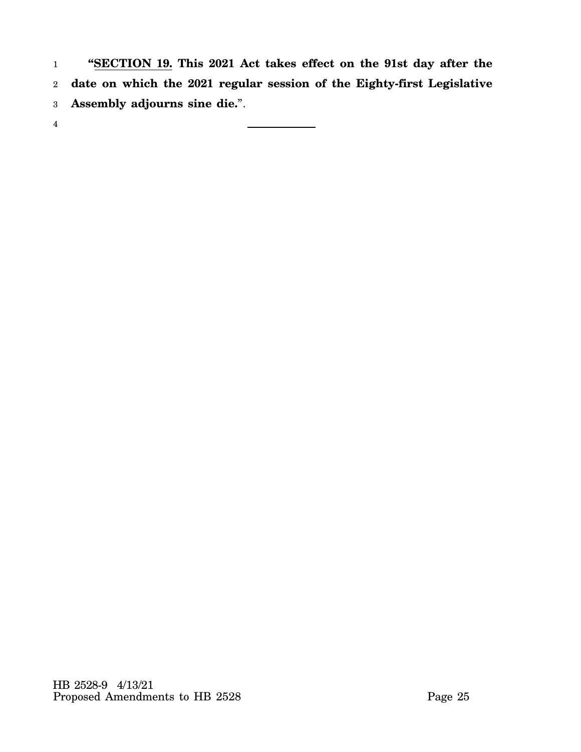"**SECTION 19. This 2021 Act takes effect on the 91st day after the date on which the 2021 regular session of the Eighty-first Legislative Assembly adjourns sine die.**".